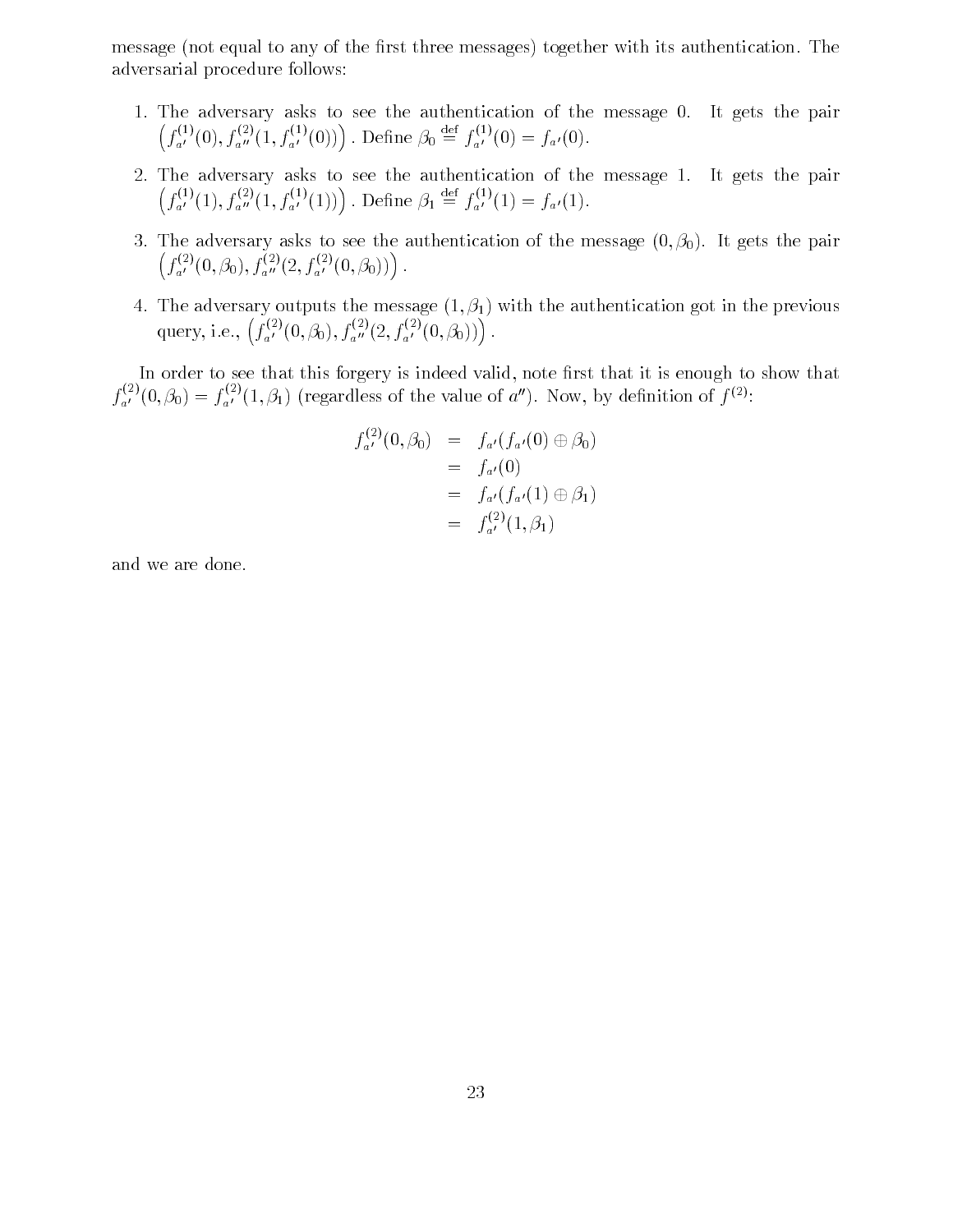message (not equal to any of the first three messages) together with its authentication. The adversarial procedure follows:

1. The adversary asks to see the authentication of the message 0. It gets the pair $\left(f^{(1)}_{a'}(0), f^{(2)}_{a''}(1, f^{(1)}_{a'}(0))\right)$. Define $\beta_0 \stackrel{\text{def}}{=} f^{(1)}_{a'}(0) = f_{a'}(0)$.

2. The adversary asks to see the authentication of the message 1. It gets the pair $\left(f^{(1)}_{a'}(1), f^{(2)}_{a''}(1, f^{(1)}_{a'}(1))\right)$. Define $\beta_1 \stackrel{\text{def}}{=} f^{(1)}_{a'}(1) = f_{a'}(1)$.

3. The adversary asks to see the authentication of the message $(0, \beta_0)$. It gets the pair $\left(f^{(2)}_{a'}(0, \beta_0), f^{(2)}_{a''}(2, f^{(2)}_{a'}(0, \beta_0))\right)$.

4. The adversary outputs the message $(1, \beta_1)$ with the authentication got in the previous query, i.e., $\left(f^{(2)}_{a'}(0, \beta_0), f^{(2)}_{a''}(2, f^{(2)}_{a'}(0, \beta_0))\right)$.

In order to see that this forgery is indeed valid, note first that it is enough to show that $f^{(2)}_{a'}(0, \beta_0) = f^{(2)}_{a'}(1, \beta_1)$ (regardless of the value of $a''$). Now, by definition of $f^{(2)}$:

$$
\begin{aligned}
f^{(2)}_{a'}(0, \beta_0) &= f_{a'}(f_{a'}(0) \oplus \beta_0) \\
&= f_{a'}(0) \\
&= f_{a'}(f_{a'}(1) \oplus \beta_1) \\
&= f^{(2)}_{a'}(1, \beta_1)
\end{aligned}
$$

and we are done.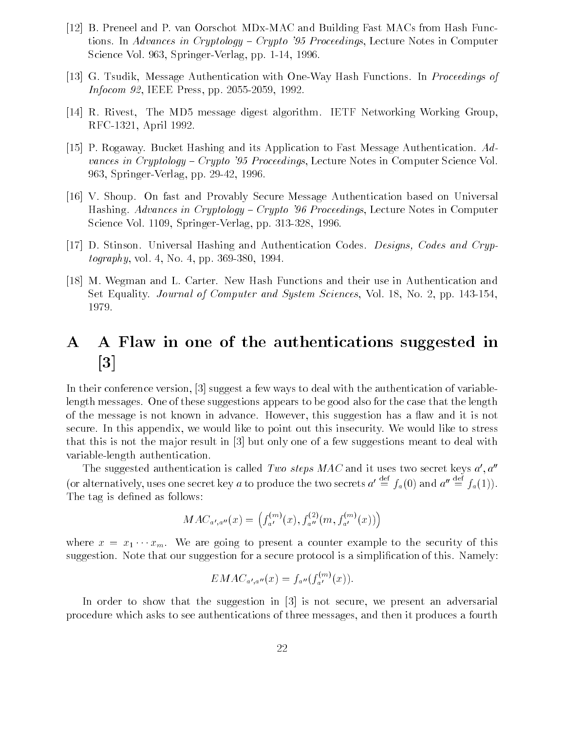[12] B. Preneel and P. van Oorschot MDx-MAC and Building Fast MACs from Hash Functions. In *Advances in Cryptology – Crypto '95 Proceedings*, Lecture Notes in Computer Science Vol. 963, Springer-Verlag, pp. 1-14, 1996.

[13] G. Tsudik, Message Authentication with One-Way Hash Functions. In *Proceedings of Infocom 92*, IEEE Press, pp. 2055-2059, 1992.

[14] R. Rivest, The MD5 message digest algorithm. IETF Networking Working Group, RFC-1321, April 1992.

[15] P. Rogaway. Bucket Hashing and its Application to Fast Message Authentication. *Advances in Cryptology – Crypto '95 Proceedings*, Lecture Notes in Computer Science Vol. 963, Springer-Verlag, pp. 29-42, 1996.

[16] V. Shoup. On fast and Provably Secure Message Authentication based on Universal Hashing. *Advances in Cryptology – Crypto '96 Proceedings*, Lecture Notes in Computer Science Vol. 1109, Springer-Verlag, pp. 313-328, 1996.

[17] D. Stinson. Universal Hashing and Authentication Codes. *Designs, Codes and Cryptography*, vol. 4, No. 4, pp. 369-380, 1994.

[18] M. Wegman and L. Carter. New Hash Functions and their use in Authentication and Set Equality. *Journal of Computer and System Sciences*, Vol. 18, No. 2, pp. 143-154, 1979.

# A A Flaw in one of the authentications suggested in [3]

In their conference version, [3] suggest a few ways to deal with the authentication of variable-length messages. One of these suggestions appears to be good also for the case that the length of the message is not known in advance. However, this suggestion has a flaw and it is not secure. In this appendix, we would like to point out this insecurity. We would like to stress that this is not the major result in [3] but only one of a few suggestions meant to deal with variable-length authentication.

The suggested authentication is called *Two steps MAC* and it uses two secret keys $a', a''$ (or alternatively, uses one secret key $a$ to produce the two secrets $a' \stackrel{\text{def}}{=} f_a(0)$ and $a'' \stackrel{\text{def}}{=} f_a(1)$). The tag is defined as follows:

$$MAC_{a',a''}(x) = \left(f^{(m)}_{a'}(x), f^{(2)}_{a''}(m, f^{(m)}_{a'}(x))\right)$$

where $x = x_1 \cdots x_m$. We are going to present a counter example to the security of this suggestion. Note that our suggestion for a secure protocol is a simplification of this. Namely:

$$EMAC_{a',a''}(x) = f_{a''}(f^{(m)}_{a'}(x)).$$

In order to show that the suggestion in [3] is not secure, we present an adversarial procedure which asks to see authentications of three messages, and then it produces a fourth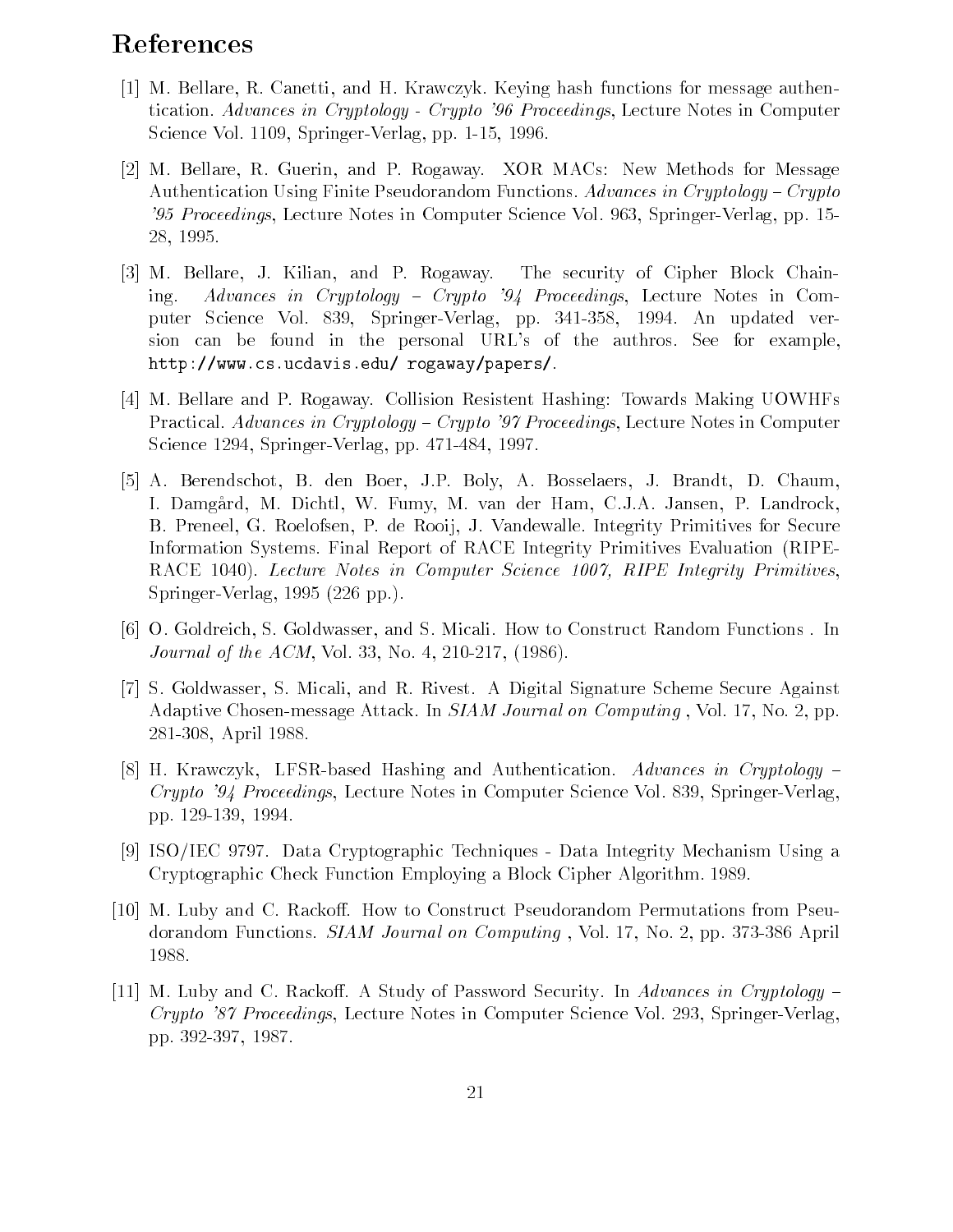# References

[1] M. Bellare, R. Canetti, and H. Krawczyk. Keying hash functions for message authentication. *Advances in Cryptology - Crypto '96 Proceedings*, Lecture Notes in Computer Science Vol. 1109, Springer-Verlag, pp. 1-15, 1996.

[2] M. Bellare, R. Guerin, and P. Rogaway. XOR MACs: New Methods for Message Authentication Using Finite Pseudorandom Functions. *Advances in Cryptology – Crypto '95 Proceedings*, Lecture Notes in Computer Science Vol. 963, Springer-Verlag, pp. 15-28, 1995.

[3] M. Bellare, J. Kilian, and P. Rogaway. The security of Cipher Block Chaining. *Advances in Cryptology – Crypto '94 Proceedings*, Lecture Notes in Computer Science Vol. 839, Springer-Verlag, pp. 341-358, 1994. An updated version can be found in the personal URL's of the authros. See for example, `http://www.cs.ucdavis.edu/ rogaway/papers/`.

[4] M. Bellare and P. Rogaway. Collision Resistent Hashing: Towards Making UOWHFs Practical. *Advances in Cryptology – Crypto '97 Proceedings*, Lecture Notes in Computer Science 1294, Springer-Verlag, pp. 471-484, 1997.

[5] A. Berendschot, B. den Boer, J.P. Boly, A. Bosselaers, J. Brandt, D. Chaum, I. Damgård, M. Dichtl, W. Fumy, M. van der Ham, C.J.A. Jansen, P. Landrock, B. Preneel, G. Roelofsen, P. de Rooij, J. Vandewalle. Integrity Primitives for Secure Information Systems. Final Report of RACE Integrity Primitives Evaluation (RIPE-RACE 1040). *Lecture Notes in Computer Science 1007, RIPE Integrity Primitives*, Springer-Verlag, 1995 (226 pp.).

[6] O. Goldreich, S. Goldwasser, and S. Micali. How to Construct Random Functions . In *Journal of the ACM*, Vol. 33, No. 4, 210-217, (1986).

[7] S. Goldwasser, S. Micali, and R. Rivest. A Digital Signature Scheme Secure Against Adaptive Chosen-message Attack. In *SIAM Journal on Computing* , Vol. 17, No. 2, pp. 281-308, April 1988.

[8] H. Krawczyk, LFSR-based Hashing and Authentication. *Advances in Cryptology – Crypto '94 Proceedings*, Lecture Notes in Computer Science Vol. 839, Springer-Verlag, pp. 129-139, 1994.

[9] ISO/IEC 9797. Data Cryptographic Techniques - Data Integrity Mechanism Using a Cryptographic Check Function Employing a Block Cipher Algorithm. 1989.

[10] M. Luby and C. Rackoff. How to Construct Pseudorandom Permutations from Pseudorandom Functions. *SIAM Journal on Computing* , Vol. 17, No. 2, pp. 373-386 April 1988.

[11] M. Luby and C. Rackoff. A Study of Password Security. In *Advances in Cryptology – Crypto '87 Proceedings*, Lecture Notes in Computer Science Vol. 293, Springer-Verlag, pp. 392-397, 1987.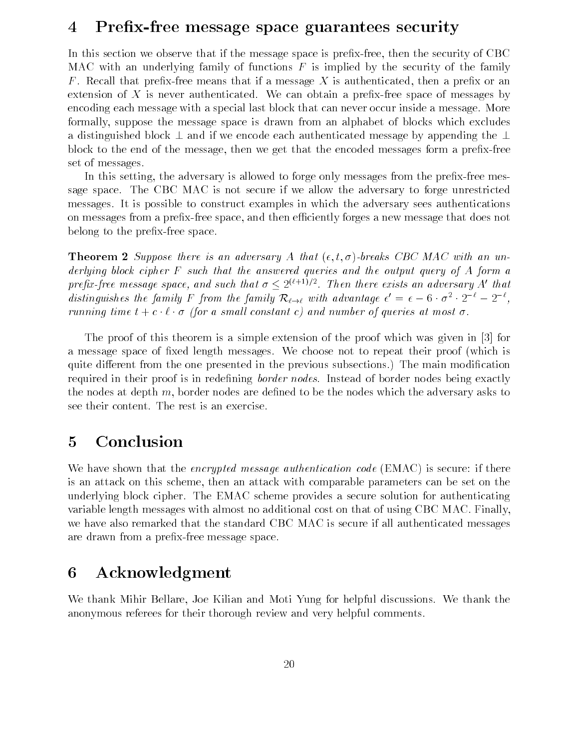## 4 Prefix-free message space guarantees security

In this section we observe that if the message space is prefix-free, then the security of CBC MAC with an underlying family of functions $F$ is implied by the security of the family $F$. Recall that prefix-free means that if a message $X$ is authenticated, then a prefix or an extension of $X$ is never authenticated. We can obtain a prefix-free space of messages by encoding each message with a special last block that can never occur inside a message. More formally, suppose the message space is drawn from an alphabet of blocks which excludes a distinguished block $\perp$ and if we encode each authenticated message by appending the $\perp$ block to the end of the message, then we get that the encoded messages form a prefix-free set of messages.

In this setting, the adversary is allowed to forge only messages from the prefix-free message space. The CBC MAC is not secure if we allow the adversary to forge unrestricted messages. It is possible to construct examples in which the adversary sees authentications on messages from a prefix-free space, and then efficiently forges a new message that does not belong to the prefix-free space.

**Theorem 2** *Suppose there is an adversary $A$ that $(\epsilon, t, \sigma)$-breaks CBC MAC with an underlying block cipher $F$ such that the answered queries and the output query of $A$ form a prefix-free message space, and such that $\sigma \leq 2^{(\ell+1)/2}$. Then there exists an adversary $A'$ that distinguishes the family $F$ from the family $\mathcal{R}_{\ell \to \ell}$ with advantage $\epsilon' = \epsilon - 6 \cdot \sigma^2 \cdot 2^{-\ell} - 2^{-\ell}$, running time $t + c \cdot \ell \cdot \sigma$ (for a small constant $c$) and number of queries at most $\sigma$.*

The proof of this theorem is a simple extension of the proof which was given in [3] for a message space of fixed length messages. We choose not to repeat their proof (which is quite different from the one presented in the previous subsections.) The main modification required in their proof is in redefining *border nodes*. Instead of border nodes being exactly the nodes at depth $m$, border nodes are defined to be the nodes which the adversary asks to see their content. The rest is an exercise.

## 5 Conclusion

We have shown that the *encrypted message authentication code* (EMAC) is secure: if there is an attack on this scheme, then an attack with comparable parameters can be set on the underlying block cipher. The EMAC scheme provides a secure solution for authenticating variable length messages with almost no additional cost on that of using CBC MAC. Finally, we have also remarked that the standard CBC MAC is secure if all authenticated messages are drawn from a prefix-free message space.

## 6 Acknowledgment

We thank Mihir Bellare, Joe Kilian and Moti Yung for helpful discussions. We thank the anonymous referees for their thorough review and very helpful comments.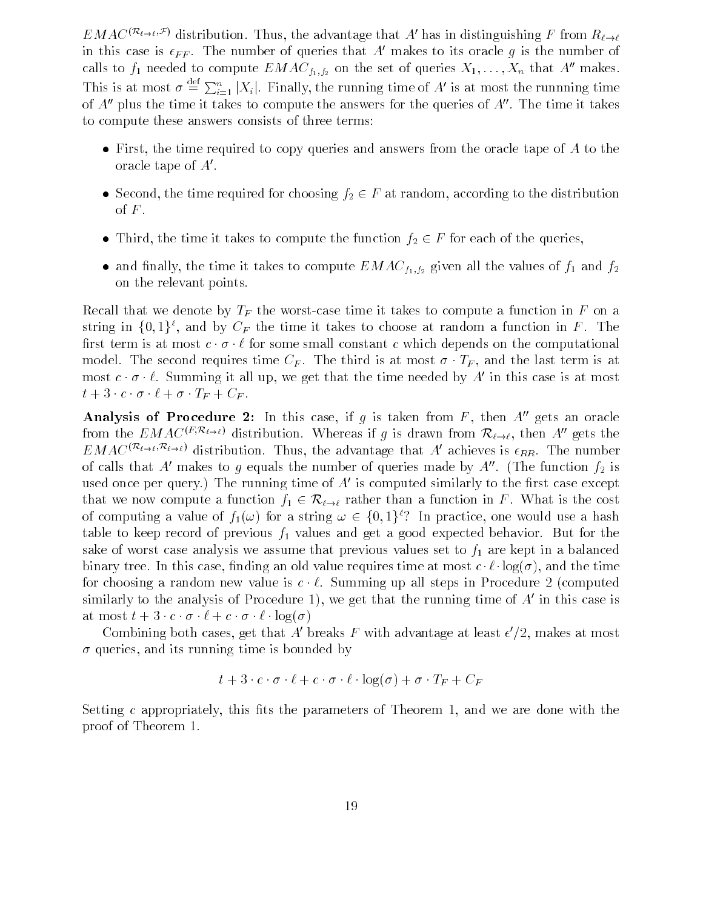$EMAC^{(\mathcal{R}_{\ell\to\ell},\mathcal{F})}$ distribution. Thus, the advantage that $A'$ has in distinguishing $F$ from $R_{\ell\to\ell}$ in this case is $\epsilon_{FF}$. The number of queries that $A'$ makes to its oracle $g$ is the number of calls to $f_1$ needed to compute $EMAC_{f_1,f_2}$ on the set of queries $X_1,\ldots,X_n$ that $A''$ makes. This is at most $\sigma \stackrel{\text{def}}{=} \sum_{i=1}^{n}|X_i|$. Finally, the running time of $A'$ is at most the runnning time of $A''$ plus the time it takes to compute the answers for the queries of $A''$. The time it takes to compute these answers consists of three terms:

- First, the time required to copy queries and answers from the oracle tape of $A$ to the oracle tape of $A'$.
- Second, the time required for choosing $f_2 \in F$ at random, according to the distribution of $F$.
- Third, the time it takes to compute the function $f_2 \in F$ for each of the queries,
- and finally, the time it takes to compute $EMAC_{f_1,f_2}$ given all the values of $f_1$ and $f_2$ on the relevant points.

Recall that we denote by $T_F$ the worst-case time it takes to compute a function in $F$ on a string in $\{0,1\}^\ell$, and by $C_F$ the time it takes to choose at random a function in $F$. The first term is at most $c \cdot \sigma \cdot \ell$ for some small constant $c$ which depends on the computational model. The second requires time $C_F$. The third is at most $\sigma \cdot T_F$, and the last term is at most $c \cdot \sigma \cdot \ell$. Summing it all up, we get that the time needed by $A'$ in this case is at most $t + 3 \cdot c \cdot \sigma \cdot \ell + \sigma \cdot T_F + C_F$.

**Analysis of Procedure 2:** In this case, if $g$ is taken from $F$, then $A''$ gets an oracle from the $EMAC^{(F,\mathcal{R}_{\ell\to\ell})}$ distribution. Whereas if $g$ is drawn from $\mathcal{R}_{\ell\to\ell}$, then $A''$ gets the $EMAC^{(\mathcal{R}_{\ell\to\ell},\mathcal{R}_{\ell\to\ell})}$ distribution. Thus, the advantage that $A'$ achieves is $\epsilon_{RR}$. The number of calls that $A'$ makes to $g$ equals the number of queries made by $A''$. (The function $f_2$ is used once per query.) The running time of $A'$ is computed similarly to the first case except that we now compute a function $f_1 \in \mathcal{R}_{\ell\to\ell}$ rather than a function in $F$. What is the cost of computing a value of $f_1(\omega)$ for a string $\omega \in \{0,1\}^\ell$? In practice, one would use a hash table to keep record of previous $f_1$ values and get a good expected behavior. But for the sake of worst case analysis we assume that previous values set to $f_1$ are kept in a balanced binary tree. In this case, finding an old value requires time at most $c \cdot \ell \cdot \log(\sigma)$, and the time for choosing a random new value is $c \cdot \ell$. Summing up all steps in Procedure 2 (computed similarly to the analysis of Procedure 1), we get that the running time of $A'$ in this case is at most $t + 3 \cdot c \cdot \sigma \cdot \ell + c \cdot \sigma \cdot \ell \cdot \log(\sigma)$

Combining both cases, get that $A'$ breaks $F$ with advantage at least $\epsilon'/2$, makes at most $\sigma$ queries, and its running time is bounded by

$$t + 3 \cdot c \cdot \sigma \cdot \ell + c \cdot \sigma \cdot \ell \cdot \log(\sigma) + \sigma \cdot T_F + C_F$$

Setting $c$ appropriately, this fits the parameters of Theorem 1, and we are done with the proof of Theorem 1.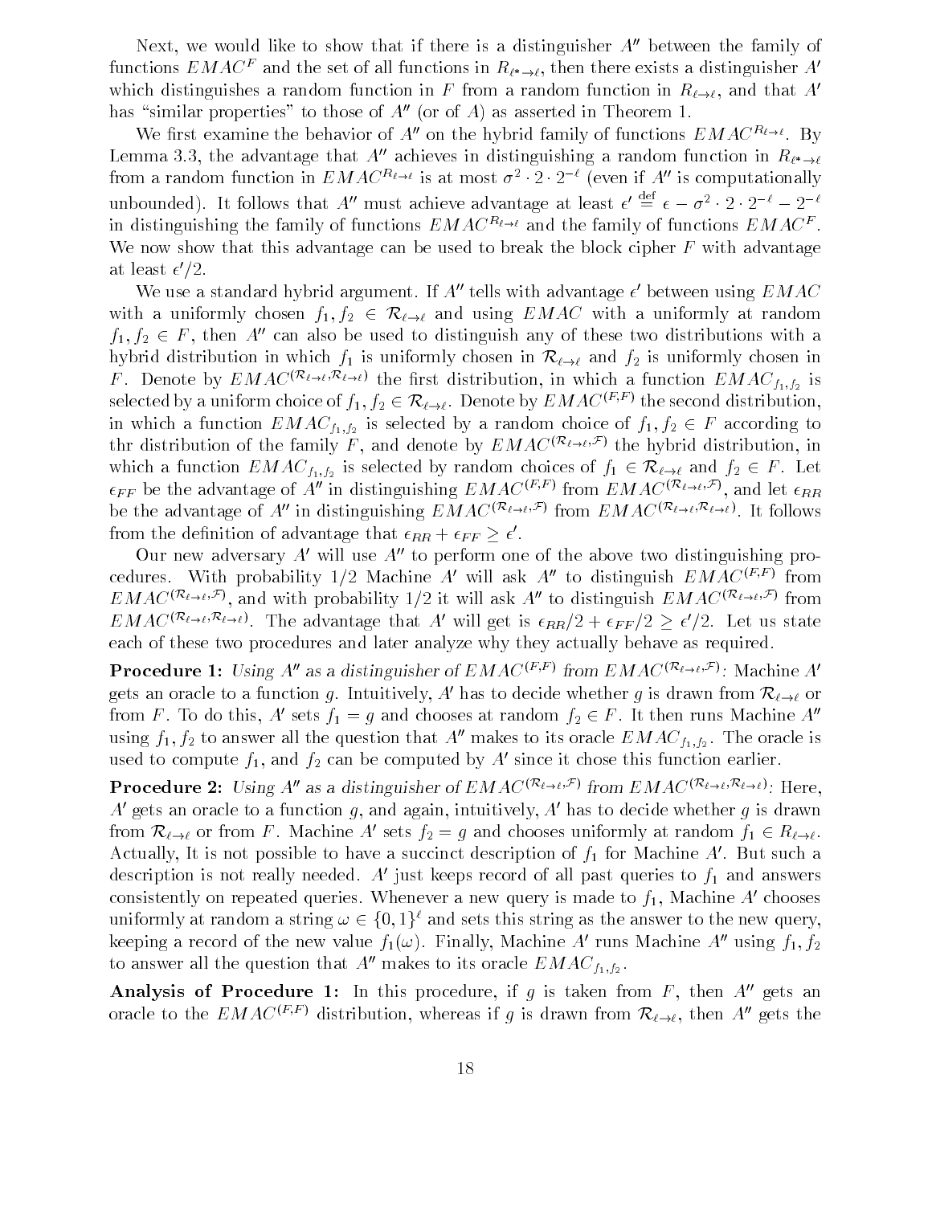Next, we would like to show that if there is a distinguisher $A''$ between the family of functions $EMAC^F$ and the set of all functions in $R_{\ell^* \to \ell}$, then there exists a distinguisher $A'$ which distinguishes a random function in $F$ from a random function in $R_{\ell \to \ell}$, and that $A'$ has "similar properties" to those of $A''$ (or of $A$) as asserted in Theorem 1.

We first examine the behavior of $A''$ on the hybrid family of functions $EMAC^{R_{\ell \to \ell}}$. By Lemma 3.3, the advantage that $A''$ achieves in distinguishing a random function in $R_{\ell^* \to \ell}$ from a random function in $EMAC^{R_{\ell \to \ell}}$ is at most $\sigma^2 \cdot 2 \cdot 2^{-\ell}$ (even if $A''$ is computationally unbounded). It follows that $A''$ must achieve advantage at least $\epsilon' \stackrel{\text{def}}{=} \epsilon - \sigma^2 \cdot 2 \cdot 2^{-\ell} - 2^{-\ell}$ in distinguishing the family of functions $EMAC^{R_{\ell \to \ell}}$ and the family of functions $EMAC^F$. We now show that this advantage can be used to break the block cipher $F$ with advantage at least $\epsilon'/2$.

We use a standard hybrid argument. If $A''$ tells with advantage $\epsilon'$ between using $EMAC$ with a uniformly chosen $f_1, f_2 \in \mathcal{R}_{\ell \to \ell}$ and using $EMAC$ with a uniformly at random $f_1, f_2 \in F$, then $A''$ can also be used to distinguish any of these two distributions with a hybrid distribution in which $f_1$ is uniformly chosen in $\mathcal{R}_{\ell \to \ell}$ and $f_2$ is uniformly chosen in $F$. Denote by $EMAC^{(\mathcal{R}_{\ell \to \ell}, \mathcal{R}_{\ell \to \ell})}$ the first distribution, in which a function $EMAC_{f_1, f_2}$ is selected by a uniform choice of $f_1, f_2 \in \mathcal{R}_{\ell \to \ell}$. Denote by $EMAC^{(F,F)}$ the second distribution, in which a function $EMAC_{f_1, f_2}$ is selected by a random choice of $f_1, f_2 \in F$ according to thr distribution of the family $F$, and denote by $EMAC^{(\mathcal{R}_{\ell \to \ell}, \mathcal{F})}$ the hybrid distribution, in which a function $EMAC_{f_1, f_2}$ is selected by random choices of $f_1 \in \mathcal{R}_{\ell \to \ell}$ and $f_2 \in F$. Let $\epsilon_{FF}$ be the advantage of $A''$ in distinguishing $EMAC^{(F,F)}$ from $EMAC^{(\mathcal{R}_{\ell \to \ell}, \mathcal{F})}$, and let $\epsilon_{RR}$ be the advantage of $A''$ in distinguishing $EMAC^{(\mathcal{R}_{\ell \to \ell}, \mathcal{F})}$ from $EMAC^{(\mathcal{R}_{\ell \to \ell}, \mathcal{R}_{\ell \to \ell})}$. It follows from the definition of advantage that $\epsilon_{RR} + \epsilon_{FF} \geq \epsilon'$.

Our new adversary $A'$ will use $A''$ to perform one of the above two distinguishing procedures. With probability 1/2 Machine $A'$ will ask $A''$ to distinguish $EMAC^{(F,F)}$ from $EMAC^{(\mathcal{R}_{\ell \to \ell}, \mathcal{F})}$, and with probability 1/2 it will ask $A''$ to distinguish $EMAC^{(\mathcal{R}_{\ell \to \ell}, \mathcal{F})}$ from $EMAC^{(\mathcal{R}_{\ell \to \ell}, \mathcal{R}_{\ell \to \ell})}$. The advantage that $A'$ will get is $\epsilon_{RR}/2 + \epsilon_{FF}/2 \geq \epsilon'/2$. Let us state each of these two procedures and later analyze why they actually behave as required.

**Procedure 1:** *Using $A''$ as a distinguisher of $EMAC^{(F,F)}$ from $EMAC^{(\mathcal{R}_{\ell \to \ell}, \mathcal{F})}$:* Machine $A'$ gets an oracle to a function $g$. Intuitively, $A'$ has to decide whether $g$ is drawn from $\mathcal{R}_{\ell \to \ell}$ or from $F$. To do this, $A'$ sets $f_1 = g$ and chooses at random $f_2 \in F$. It then runs Machine $A''$ using $f_1, f_2$ to answer all the question that $A''$ makes to its oracle $EMAC_{f_1, f_2}$. The oracle is used to compute $f_1$, and $f_2$ can be computed by $A'$ since it chose this function earlier.

**Procedure 2:** *Using $A''$ as a distinguisher of $EMAC^{(\mathcal{R}_{\ell \to \ell}, \mathcal{F})}$ from $EMAC^{(\mathcal{R}_{\ell \to \ell}, \mathcal{R}_{\ell \to \ell})}$:* Here, $A'$ gets an oracle to a function $g$, and again, intuitively, $A'$ has to decide whether $g$ is drawn from $\mathcal{R}_{\ell \to \ell}$ or from $F$. Machine $A'$ sets $f_2 = g$ and chooses uniformly at random $f_1 \in R_{\ell \to \ell}$. Actually, It is not possible to have a succinct description of $f_1$ for Machine $A'$. But such a description is not really needed. $A'$ just keeps record of all past queries to $f_1$ and answers consistently on repeated queries. Whenever a new query is made to $f_1$, Machine $A'$ chooses uniformly at random a string $\omega \in \{0,1\}^\ell$ and sets this string as the answer to the new query, keeping a record of the new value $f_1(\omega)$. Finally, Machine $A'$ runs Machine $A''$ using $f_1, f_2$ to answer all the question that $A''$ makes to its oracle $EMAC_{f_1, f_2}$.

**Analysis of Procedure 1:** In this procedure, if $g$ is taken from $F$, then $A''$ gets an oracle to the $EMAC^{(F,F)}$ distribution, whereas if $g$ is drawn from $\mathcal{R}_{\ell \to \ell}$, then $A''$ gets the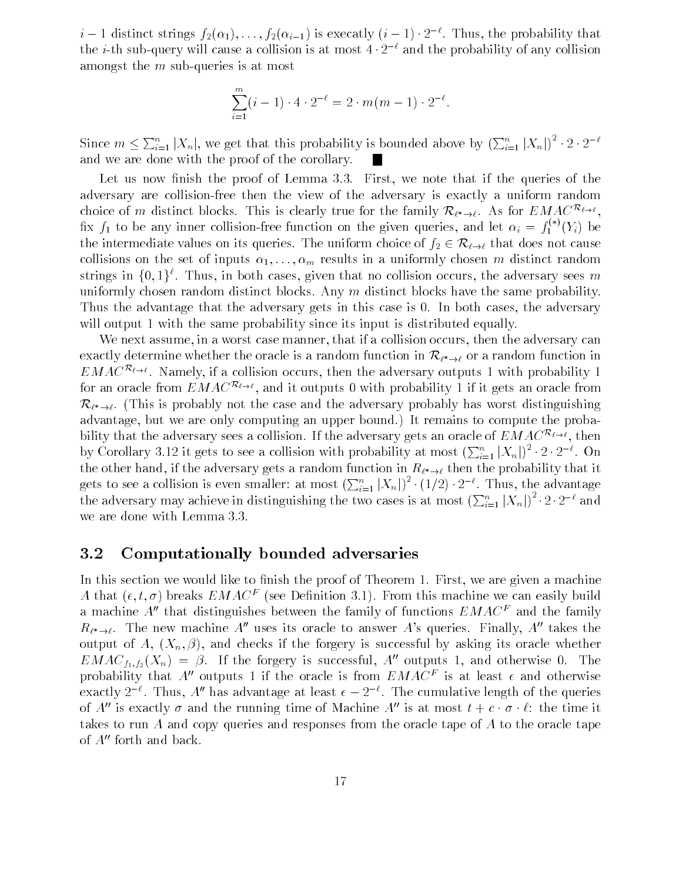$i-1$ distinct strings $f_2(\alpha_1), \ldots, f_2(\alpha_{i-1})$ is execatly $(i-1) \cdot 2^{-\ell}$. Thus, the probability that the $i$-th sub-query will cause a collision is at most $4 \cdot 2^{-\ell}$ and the probability of any collision amongst the $m$ sub-queries is at most

$$\sum_{i=1}^{m} (i-1) \cdot 4 \cdot 2^{-\ell} = 2 \cdot m(m-1) \cdot 2^{-\ell}.$$

Since $m \leq \sum_{i=1}^{n} |X_n|$, we get that this probability is bounded above by $\left(\sum_{i=1}^{n} |X_n|\right)^2 \cdot 2 \cdot 2^{-\ell}$ and we are done with the proof of the corollary. ■

Let us now finish the proof of Lemma 3.3. First, we note that if the queries of the adversary are collision-free then the view of the adversary is exactly a uniform random choice of $m$ distinct blocks. This is clearly true for the family $\mathcal{R}_{\ell^* \to \ell}$. As for $EMAC^{\mathcal{R}_{\ell \to \ell}}$, fix $f_1$ to be any inner collision-free function on the given queries, and let $\alpha_i = f_1^{(*)}(Y_i)$ be the intermediate values on its queries. The uniform choice of $f_2 \in \mathcal{R}_{\ell \to \ell}$ that does not cause collisions on the set of inputs $\alpha_1, \ldots, \alpha_m$ results in a uniformly chosen $m$ distinct random strings in $\{0,1\}^\ell$. Thus, in both cases, given that no collision occurs, the adversary sees $m$ uniformly chosen random distinct blocks. Any $m$ distinct blocks have the same probability. Thus the advantage that the adversary gets in this case is 0. In both cases, the adversary will output 1 with the same probability since its input is distributed equally.

We next assume, in a worst case manner, that if a collision occurs, then the adversary can exactly determine whether the oracle is a random function in $\mathcal{R}_{\ell^* \to \ell}$ or a random function in $EMAC^{\mathcal{R}_{\ell \to \ell}}$. Namely, if a collision occurs, then the adversary outputs 1 with probability 1 for an oracle from $EMAC^{\mathcal{R}_{\ell \to \ell}}$, and it outputs 0 with probability 1 if it gets an oracle from $\mathcal{R}_{\ell^* \to \ell}$. (This is probably not the case and the adversary probably has worst distinguishing advantage, but we are only computing an upper bound.) It remains to compute the probability that the adversary sees a collision. If the adversary gets an oracle of $EMAC^{\mathcal{R}_{\ell \to \ell}}$, then by Corollary 3.12 it gets to see a collision with probability at most $\left(\sum_{i=1}^{n} |X_n|\right)^2 \cdot 2 \cdot 2^{-\ell}$. On the other hand, if the adversary gets a random function in $R_{\ell^* \to \ell}$ then the probability that it gets to see a collision is even smaller: at most $\left(\sum_{i=1}^{n} |X_n|\right)^2 \cdot (1/2) \cdot 2^{-\ell}$. Thus, the advantage the adversary may achieve in distinguishing the two cases is at most $\left(\sum_{i=1}^{n} |X_n|\right)^2 \cdot 2 \cdot 2^{-\ell}$ and we are done with Lemma 3.3.

## 3.2 Computationally bounded adversaries

In this section we would like to finish the proof of Theorem 1. First, we are given a machine $A$ that $(\epsilon, t, \sigma)$ breaks $EMAC^F$ (see Definition 3.1). From this machine we can easily build a machine $A''$ that distinguishes between the family of functions $EMAC^F$ and the family $R_{\ell^* \to \ell}$. The new machine $A''$ uses its oracle to answer $A$'s queries. Finally, $A''$ takes the output of $A$, $(X_n, \beta)$, and checks if the forgery is successful by asking its oracle whether $EMAC_{f_1,f_2}(X_n) = \beta$. If the forgery is successful, $A''$ outputs 1, and otherwise 0. The probability that $A''$ outputs 1 if the oracle is from $EMAC^F$ is at least $\epsilon$ and otherwise exactly $2^{-\ell}$. Thus, $A''$ has advantage at least $\epsilon - 2^{-\ell}$. The cumulative length of the queries of $A''$ is exactly $\sigma$ and the running time of Machine $A''$ is at most $t + c \cdot \sigma \cdot \ell$: the time it takes to run $A$ and copy queries and responses from the oracle tape of $A$ to the oracle tape of $A''$ forth and back.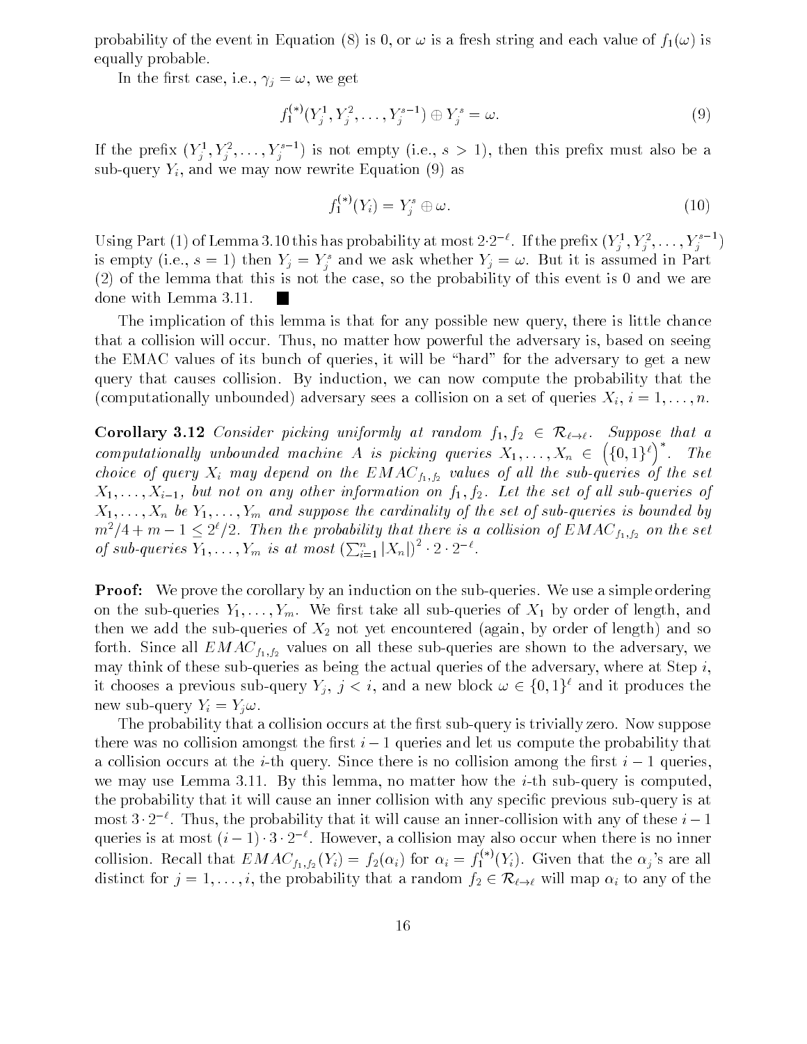probability of the event in Equation (8) is 0, or $\omega$ is a fresh string and each value of $f_1(\omega)$ is equally probable.

In the first case, i.e., $\gamma_j = \omega$, we get

$$f_1^{(*)}(Y_j^1, Y_j^2, \ldots, Y_j^{s-1}) \oplus Y_j^s = \omega. \tag{9}$$

If the prefix $(Y_j^1, Y_j^2, \ldots, Y_j^{s-1})$ is not empty (i.e., $s > 1$), then this prefix must also be a sub-query $Y_i$, and we may now rewrite Equation (9) as

$$f_1^{(*)}(Y_i) = Y_j^s \oplus \omega. \tag{10}$$

Using Part (1) of Lemma 3.10 this has probability at most $2 \cdot 2^{-\ell}$. If the prefix $(Y_j^1, Y_j^2, \ldots, Y_j^{s-1})$ is empty (i.e., $s = 1$) then $Y_j = Y_j^s$ and we ask whether $Y_j = \omega$. But it is assumed in Part (2) of the lemma that this is not the case, so the probability of this event is 0 and we are done with Lemma 3.11. ■

The implication of this lemma is that for any possible new query, there is little chance that a collision will occur. Thus, no matter how powerful the adversary is, based on seeing the EMAC values of its bunch of queries, it will be "hard" for the adversary to get a new query that causes collision. By induction, we can now compute the probability that the (computationally unbounded) adversary sees a collision on a set of queries $X_i$, $i = 1, \ldots, n$.

**Corollary 3.12** *Consider picking uniformly at random $f_1, f_2 \in \mathcal{R}_{\ell \to \ell}$. Suppose that a computationally unbounded machine $A$ is picking queries $X_1, \ldots, X_n \in \left(\{0,1\}^\ell\right)^*$. The choice of query $X_i$ may depend on the $EMAC_{f_1,f_2}$ values of all the sub-queries of the set $X_1, \ldots, X_{i-1}$, but not on any other information on $f_1, f_2$. Let the set of all sub-queries of $X_1, \ldots, X_n$ be $Y_1, \ldots, Y_m$ and suppose the cardinality of the set of sub-queries is bounded by $m^2/4 + m - 1 \leq 2^\ell/2$. Then the probability that there is a collision of $EMAC_{f_1,f_2}$ on the set of sub-queries $Y_1, \ldots, Y_m$ is at most $(\sum_{i=1}^n |X_n|)^2 \cdot 2 \cdot 2^{-\ell}$.*

**Proof:** We prove the corollary by an induction on the sub-queries. We use a simple ordering on the sub-queries $Y_1, \ldots, Y_m$. We first take all sub-queries of $X_1$ by order of length, and then we add the sub-queries of $X_2$ not yet encountered (again, by order of length) and so forth. Since all $EMAC_{f_1,f_2}$ values on all these sub-queries are shown to the adversary, we may think of these sub-queries as being the actual queries of the adversary, where at Step $i$, it chooses a previous sub-query $Y_j$, $j < i$, and a new block $\omega \in \{0,1\}^\ell$ and it produces the new sub-query $Y_i = Y_j \omega$.

The probability that a collision occurs at the first sub-query is trivially zero. Now suppose there was no collision amongst the first $i-1$ queries and let us compute the probability that a collision occurs at the $i$-th query. Since there is no collision among the first $i-1$ queries, we may use Lemma 3.11. By this lemma, no matter how the $i$-th sub-query is computed, the probability that it will cause an inner collision with any specific previous sub-query is at most $3 \cdot 2^{-\ell}$. Thus, the probability that it will cause an inner-collision with any of these $i-1$ queries is at most $(i-1) \cdot 3 \cdot 2^{-\ell}$. However, a collision may also occur when there is no inner collision. Recall that $EMAC_{f_1,f_2}(Y_i) = f_2(\alpha_i)$ for $\alpha_i = f_1^{(*)}(Y_i)$. Given that the $\alpha_j$'s are all distinct for $j = 1, \ldots, i$, the probability that a random $f_2 \in \mathcal{R}_{\ell \to \ell}$ will map $\alpha_i$ to any of the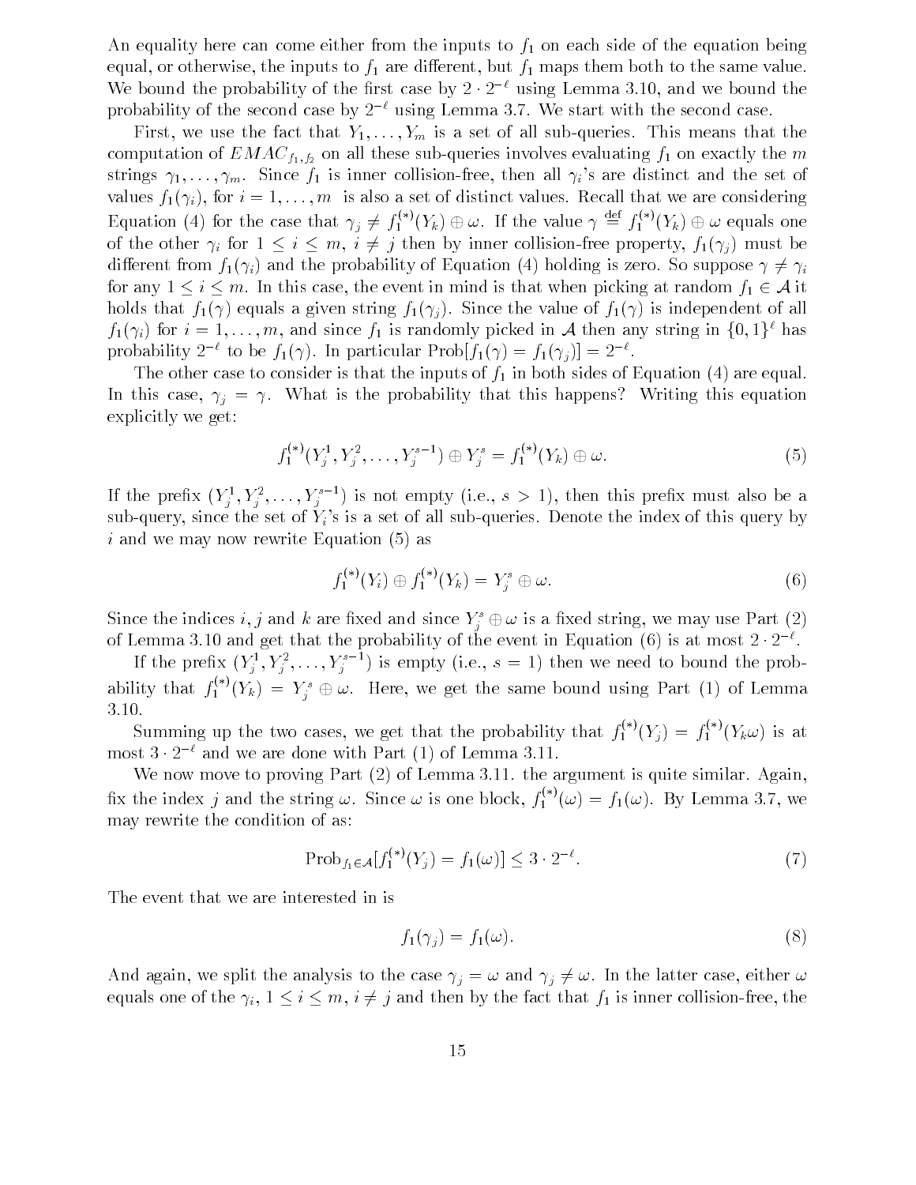An equality here can come either from the inputs to $f_1$ on each side of the equation being equal, or otherwise, the inputs to $f_1$ are different, but $f_1$ maps them both to the same value. We bound the probability of the first case by $2 \cdot 2^{-\ell}$ using Lemma 3.10, and we bound the probability of the second case by $2^{-\ell}$ using Lemma 3.7. We start with the second case.

First, we use the fact that $Y_1, \ldots, Y_m$ is a set of all sub-queries. This means that the computation of $EMAC_{f_1,f_2}$ on all these sub-queries involves evaluating $f_1$ on exactly the $m$ strings $\gamma_1, \ldots, \gamma_m$. Since $f_1$ is inner collision-free, then all $\gamma_i$'s are distinct and the set of values $f_1(\gamma_i)$, for $i = 1, \ldots, m$ is also a set of distinct values. Recall that we are considering Equation (4) for the case that $\gamma_j \neq f_1^{(*)}(Y_k) \oplus \omega$. If the value $\gamma \stackrel{\text{def}}{=} f_1^{(*)}(Y_k) \oplus \omega$ equals one of the other $\gamma_i$ for $1 \leq i \leq m$, $i \neq j$ then by inner collision-free property, $f_1(\gamma_j)$ must be different from $f_1(\gamma_i)$ and the probability of Equation (4) holding is zero. So suppose $\gamma \neq \gamma_i$ for any $1 \leq i \leq m$. In this case, the event in mind is that when picking at random $f_1 \in \mathcal{A}$ it holds that $f_1(\gamma)$ equals a given string $f_1(\gamma_j)$. Since the value of $f_1(\gamma)$ is independent of all $f_1(\gamma_i)$ for $i = 1, \ldots, m$, and since $f_1$ is randomly picked in $\mathcal{A}$ then any string in $\{0,1\}^\ell$ has probability $2^{-\ell}$ to be $f_1(\gamma)$. In particular $\text{Prob}[f_1(\gamma) = f_1(\gamma_j)] = 2^{-\ell}$.

The other case to consider is that the inputs of $f_1$ in both sides of Equation (4) are equal. In this case, $\gamma_j = \gamma$. What is the probability that this happens? Writing this equation explicitly we get:

$$f_1^{(*)}(Y_j^1, Y_j^2, \ldots, Y_j^{s-1}) \oplus Y_j^s = f_1^{(*)}(Y_k) \oplus \omega. \tag{5}$$

If the prefix $(Y_j^1, Y_j^2, \ldots, Y_j^{s-1})$ is not empty (i.e., $s > 1$), then this prefix must also be a sub-query, since the set of $Y_i$'s is a set of all sub-queries. Denote the index of this query by $i$ and we may now rewrite Equation (5) as

$$f_1^{(*)}(Y_i) \oplus f_1^{(*)}(Y_k) = Y_j^s \oplus \omega. \tag{6}$$

Since the indices $i, j$ and $k$ are fixed and since $Y_j^s \oplus \omega$ is a fixed string, we may use Part (2) of Lemma 3.10 and get that the probability of the event in Equation (6) is at most $2 \cdot 2^{-\ell}$.

If the prefix $(Y_j^1, Y_j^2, \ldots, Y_j^{s-1})$ is empty (i.e., $s = 1$) then we need to bound the probability that $f_1^{(*)}(Y_k) = Y_j^s \oplus \omega$. Here, we get the same bound using Part (1) of Lemma 3.10.

Summing up the two cases, we get that the probability that $f_1^{(*)}(Y_j) = f_1^{(*)}(Y_k\omega)$ is at most $3 \cdot 2^{-\ell}$ and we are done with Part (1) of Lemma 3.11.

We now move to proving Part (2) of Lemma 3.11. the argument is quite similar. Again, fix the index $j$ and the string $\omega$. Since $\omega$ is one block, $f_1^{(*)}(\omega) = f_1(\omega)$. By Lemma 3.7, we may rewrite the condition of as:

$$\text{Prob}_{f_1 \in \mathcal{A}}[f_1^{(*)}(Y_j) = f_1(\omega)] \leq 3 \cdot 2^{-\ell}. \tag{7}$$

The event that we are interested in is

$$f_1(\gamma_j) = f_1(\omega). \tag{8}$$

And again, we split the analysis to the case $\gamma_j = \omega$ and $\gamma_j \neq \omega$. In the latter case, either $\omega$ equals one of the $\gamma_i$, $1 \leq i \leq m$, $i \neq j$ and then by the fact that $f_1$ is inner collision-free, the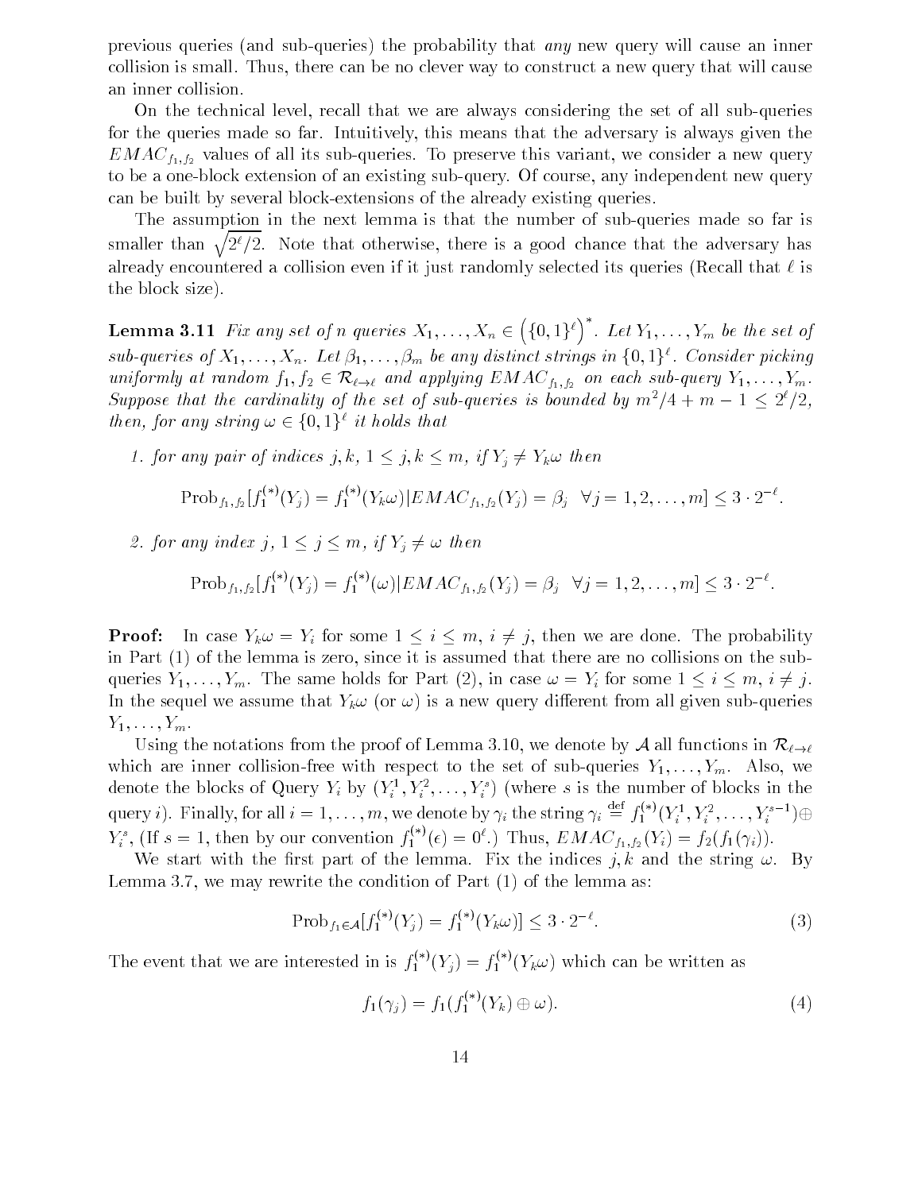previous queries (and sub-queries) the probability that *any* new query will cause an inner collision is small. Thus, there can be no clever way to construct a new query that will cause an inner collision.

On the technical level, recall that we are always considering the set of all sub-queries for the queries made so far. Intuitively, this means that the adversary is always given the $EMAC_{f_1,f_2}$ values of all its sub-queries. To preserve this variant, we consider a new query to be a one-block extension of an existing sub-query. Of course, any independent new query can be built by several block-extensions of the already existing queries.

The assumption in the next lemma is that the number of sub-queries made so far is smaller than $\sqrt{2^\ell/2}$. Note that otherwise, there is a good chance that the adversary has already encountered a collision even if it just randomly selected its queries (Recall that $\ell$ is the block size).

**Lemma 3.11** *Fix any set of $n$ queries $X_1, \ldots, X_n \in \left(\{0,1\}^\ell\right)^*$. Let $Y_1, \ldots, Y_m$ be the set of sub-queries of $X_1, \ldots, X_n$. Let $\beta_1, \ldots, \beta_m$ be any distinct strings in $\{0,1\}^\ell$. Consider picking uniformly at random $f_1, f_2 \in \mathcal{R}_{\ell \to \ell}$ and applying $EMAC_{f_1,f_2}$ on each sub-query $Y_1, \ldots, Y_m$. Suppose that the cardinality of the set of sub-queries is bounded by $m^2/4 + m - 1 \leq 2^\ell/2$, then, for any string $\omega \in \{0,1\}^\ell$ it holds that*

1. *for any pair of indices $j, k$, $1 \leq j, k \leq m$, if $Y_j \neq Y_k\omega$ then*
$$\mathrm{Prob}_{f_1,f_2}[f_1^{(*)}(Y_j) = f_1^{(*)}(Y_k\omega) | EMAC_{f_1,f_2}(Y_j) = \beta_j \ \ \forall j = 1, 2, \ldots, m] \leq 3 \cdot 2^{-\ell}.$$

2. *for any index $j$, $1 \leq j \leq m$, if $Y_j \neq \omega$ then*
$$\mathrm{Prob}_{f_1,f_2}[f_1^{(*)}(Y_j) = f_1^{(*)}(\omega) | EMAC_{f_1,f_2}(Y_j) = \beta_j \ \ \forall j = 1, 2, \ldots, m] \leq 3 \cdot 2^{-\ell}.$$

**Proof:** In case $Y_k\omega = Y_i$ for some $1 \leq i \leq m$, $i \neq j$, then we are done. The probability in Part (1) of the lemma is zero, since it is assumed that there are no collisions on the sub-queries $Y_1, \ldots, Y_m$. The same holds for Part (2), in case $\omega = Y_i$ for some $1 \leq i \leq m$, $i \neq j$. In the sequel we assume that $Y_k\omega$ (or $\omega$) is a new query different from all given sub-queries $Y_1, \ldots, Y_m$.

Using the notations from the proof of Lemma 3.10, we denote by $\mathcal{A}$ all functions in $\mathcal{R}_{\ell \to \ell}$ which are inner collision-free with respect to the set of sub-queries $Y_1, \ldots, Y_m$. Also, we denote the blocks of Query $Y_i$ by $(Y_i^1, Y_i^2, \ldots, Y_i^s)$ (where $s$ is the number of blocks in the query $i$). Finally, for all $i = 1, \ldots, m$, we denote by $\gamma_i$ the string $\gamma_i \stackrel{\mathrm{def}}{=} f_1^{(*)}(Y_i^1, Y_i^2, \ldots, Y_i^{s-1}) \oplus Y_i^s$, (If $s = 1$, then by our convention $f_1^{(*)}(\epsilon) = 0^\ell$.) Thus, $EMAC_{f_1,f_2}(Y_i) = f_2(f_1(\gamma_i))$.

We start with the first part of the lemma. Fix the indices $j, k$ and the string $\omega$. By Lemma 3.7, we may rewrite the condition of Part (1) of the lemma as:

$$\mathrm{Prob}_{f_1 \in \mathcal{A}}[f_1^{(*)}(Y_j) = f_1^{(*)}(Y_k\omega)] \leq 3 \cdot 2^{-\ell}. \tag{3}$$

The event that we are interested in is $f_1^{(*)}(Y_j) = f_1^{(*)}(Y_k\omega)$ which can be written as

$$f_1(\gamma_j) = f_1(f_1^{(*)}(Y_k) \oplus \omega). \tag{4}$$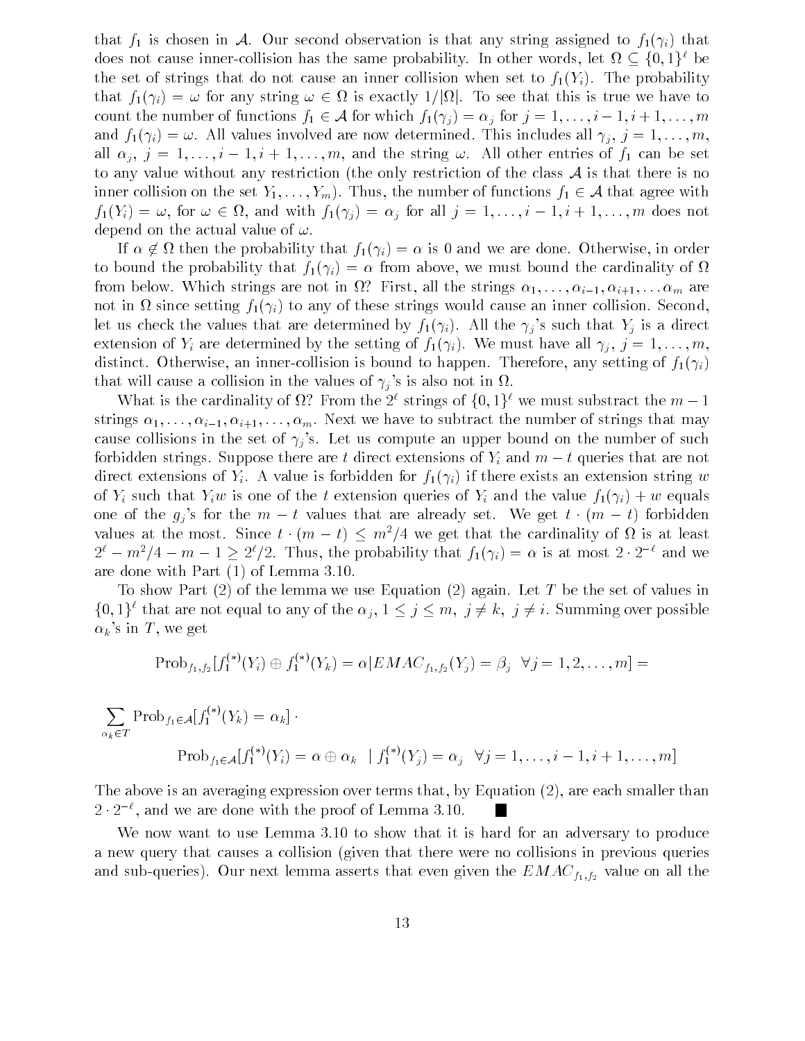that $f_1$ is chosen in $\mathcal{A}$. Our second observation is that any string assigned to $f_1(\gamma_i)$ that does not cause inner-collision has the same probability. In other words, let $\Omega \subseteq \{0,1\}^\ell$ be the set of strings that do not cause an inner collision when set to $f_1(Y_i)$. The probability that $f_1(\gamma_i) = \omega$ for any string $\omega \in \Omega$ is exactly $1/|\Omega|$. To see that this is true we have to count the number of functions $f_1 \in \mathcal{A}$ for which $f_1(\gamma_j) = \alpha_j$ for $j = 1, \ldots, i-1, i+1, \ldots, m$ and $f_1(\gamma_i) = \omega$. All values involved are now determined. This includes all $\gamma_j$, $j = 1, \ldots, m$, all $\alpha_j$, $j = 1, \ldots, i-1, i+1, \ldots, m$, and the string $\omega$. All other entries of $f_1$ can be set to any value without any restriction (the only restriction of the class $\mathcal{A}$ is that there is no inner collision on the set $Y_1, \ldots, Y_m$). Thus, the number of functions $f_1 \in \mathcal{A}$ that agree with $f_1(Y_i) = \omega$, for $\omega \in \Omega$, and with $f_1(\gamma_j) = \alpha_j$ for all $j = 1, \ldots, i-1, i+1, \ldots, m$ does not depend on the actual value of $\omega$.

If $\alpha \notin \Omega$ then the probability that $f_1(\gamma_i) = \alpha$ is 0 and we are done. Otherwise, in order to bound the probability that $f_1(\gamma_i) = \alpha$ from above, we must bound the cardinality of $\Omega$ from below. Which strings are not in $\Omega$? First, all the strings $\alpha_1, \ldots, \alpha_{i-1}, \alpha_{i+1}, \ldots \alpha_m$ are not in $\Omega$ since setting $f_1(\gamma_i)$ to any of these strings would cause an inner collision. Second, let us check the values that are determined by $f_1(\gamma_i)$. All the $\gamma_j$'s such that $Y_j$ is a direct extension of $Y_i$ are determined by the setting of $f_1(\gamma_i)$. We must have all $\gamma_j$, $j = 1, \ldots, m$, distinct. Otherwise, an inner-collision is bound to happen. Therefore, any setting of $f_1(\gamma_i)$ that will cause a collision in the values of $\gamma_j$'s is also not in $\Omega$.

What is the cardinality of $\Omega$? From the $2^\ell$ strings of $\{0,1\}^\ell$ we must substract the $m-1$ strings $\alpha_1, \ldots, \alpha_{i-1}, \alpha_{i+1}, \ldots, \alpha_m$. Next we have to subtract the number of strings that may cause collisions in the set of $\gamma_j$'s. Let us compute an upper bound on the number of such forbidden strings. Suppose there are $t$ direct extensions of $Y_i$ and $m-t$ queries that are not direct extensions of $Y_i$. A value is forbidden for $f_1(\gamma_i)$ if there exists an extension string $w$ of $Y_i$ such that $Y_i w$ is one of the $t$ extension queries of $Y_i$ and the value $f_1(\gamma_i) + w$ equals one of the $g_j$'s for the $m-t$ values that are already set. We get $t \cdot (m-t)$ forbidden values at the most. Since $t \cdot (m-t) \leq m^2/4$ we get that the cardinality of $\Omega$ is at least $2^\ell - m^2/4 - m - 1 \geq 2^\ell/2$. Thus, the probability that $f_1(\gamma_i) = \alpha$ is at most $2 \cdot 2^{-\ell}$ and we are done with Part (1) of Lemma 3.10.

To show Part (2) of the lemma we use Equation (2) again. Let $T$ be the set of values in $\{0,1\}^\ell$ that are not equal to any of the $\alpha_j$, $1 \leq j \leq m$, $j \neq k$, $j \neq i$. Summing over possible $\alpha_k$'s in $T$, we get

$$\mathrm{Prob}_{f_1,f_2}[f_1^{(*)}(Y_i) \oplus f_1^{(*)}(Y_k) = \alpha | EMAC_{f_1,f_2}(Y_j) = \beta_j \;\; \forall j = 1, 2, \ldots, m] =$$

$$\sum_{\alpha_k \in T} \mathrm{Prob}_{f_1 \in \mathcal{A}}[f_1^{(*)}(Y_k) = \alpha_k] \cdot$$
$$\mathrm{Prob}_{f_1 \in \mathcal{A}}[f_1^{(*)}(Y_i) = \alpha \oplus \alpha_k \;\; | \; f_1^{(*)}(Y_j) = \alpha_j \;\; \forall j = 1, \ldots, i-1, i+1, \ldots, m]$$

The above is an averaging expression over terms that, by Equation (2), are each smaller than $2 \cdot 2^{-\ell}$, and we are done with the proof of Lemma 3.10. ∎

We now want to use Lemma 3.10 to show that it is hard for an adversary to produce a new query that causes a collision (given that there were no collisions in previous queries and sub-queries). Our next lemma asserts that even given the $EMAC_{f_1,f_2}$ value on all the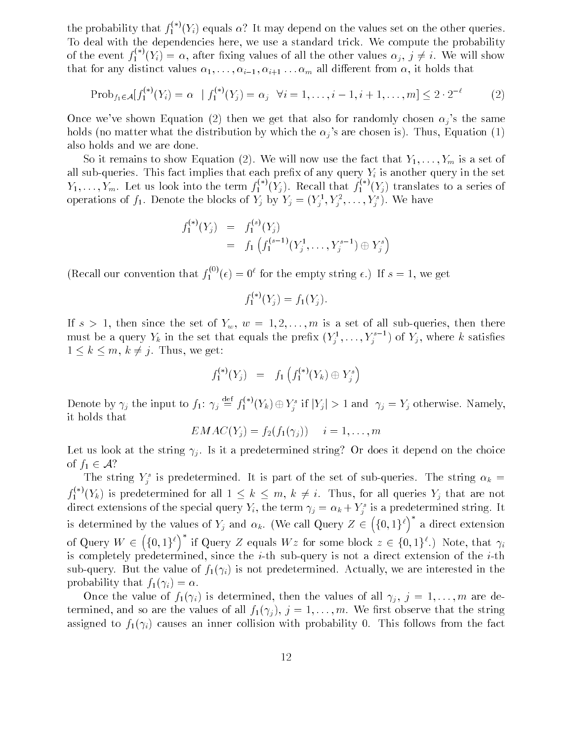the probability that $f_1^{(*)}(Y_i)$ equals $\alpha$? It may depend on the values set on the other queries. To deal with the dependencies here, we use a standard trick. We compute the probability of the event $f_1^{(*)}(Y_i) = \alpha$, after fixing values of all the other values $\alpha_j$, $j \neq i$. We will show that for any distinct values $\alpha_1, \ldots, \alpha_{i-1}, \alpha_{i+1} \ldots \alpha_m$ all different from $\alpha$, it holds that

$$\text{Prob}_{f_1 \in \mathcal{A}}[f_1^{(*)}(Y_i) = \alpha \ \mid f_1^{(*)}(Y_j) = \alpha_j \ \ \forall i = 1, \ldots, i-1, i+1, \ldots, m] \leq 2 \cdot 2^{-\ell} \qquad (2)$$

Once we've shown Equation (2) then we get that also for randomly chosen $\alpha_j$'s the same holds (no matter what the distribution by which the $\alpha_j$'s are chosen is). Thus, Equation (1) also holds and we are done.

So it remains to show Equation (2). We will now use the fact that $Y_1, \ldots, Y_m$ is a set of all sub-queries. This fact implies that each prefix of any query $Y_i$ is another query in the set $Y_1, \ldots, Y_m$. Let us look into the term $f_1^{(*)}(Y_j)$. Recall that $f_1^{(*)}(Y_j)$ translates to a series of operations of $f_1$. Denote the blocks of $Y_j$ by $Y_j = (Y_j^1, Y_j^2, \ldots, Y_j^s)$. We have

$$\begin{aligned} f_1^{(*)}(Y_j) &= f_1^{(s)}(Y_j) \\ &= f_1\left(f_1^{(s-1)}(Y_j^1, \ldots, Y_j^{s-1}) \oplus Y_j^s\right) \end{aligned}$$

(Recall our convention that $f_1^{(0)}(\epsilon) = 0^\ell$ for the empty string $\epsilon$.) If $s = 1$, we get

$$f_1^{(*)}(Y_j) = f_1(Y_j).$$

If $s > 1$, then since the set of $Y_w$, $w = 1, 2, \ldots, m$ is a set of all sub-queries, then there must be a query $Y_k$ in the set that equals the prefix $(Y_j^1, \ldots, Y_j^{s-1})$ of $Y_j$, where $k$ satisfies $1 \leq k \leq m$, $k \neq j$. Thus, we get:

$$f_1^{(*)}(Y_j) \ = \ f_1\left(f_1^{(*)}(Y_k) \oplus Y_j^s\right)$$

Denote by $\gamma_j$ the input to $f_1$: $\gamma_j \stackrel{\text{def}}{=} f_1^{(*)}(Y_k) \oplus Y_j^s$ if $|Y_j| > 1$ and $\gamma_j = Y_j$ otherwise. Namely, it holds that

$$EMAC(Y_j) = f_2(f_1(\gamma_j)) \quad i = 1, \ldots, m$$

Let us look at the string $\gamma_j$. Is it a predetermined string? Or does it depend on the choice of $f_1 \in \mathcal{A}$?

The string $Y_j^s$ is predetermined. It is part of the set of sub-queries. The string $\alpha_k = f_1^{(*)}(Y_k)$ is predetermined for all $1 \leq k \leq m$, $k \neq i$. Thus, for all queries $Y_j$ that are not direct extensions of the special query $Y_i$, the term $\gamma_j = \alpha_k + Y_j^s$ is a predetermined string. It is determined by the values of $Y_j$ and $\alpha_k$. (We call Query $Z \in \left(\{0,1\}^\ell\right)^*$ a direct extension of Query $W \in \left(\{0,1\}^\ell\right)^*$ if Query $Z$ equals $Wz$ for some block $z \in \{0,1\}^\ell$.) Note, that $\gamma_i$ is completely predetermined, since the $i$-th sub-query is not a direct extension of the $i$-th sub-query. But the value of $f_1(\gamma_i)$ is not predetermined. Actually, we are interested in the probability that $f_1(\gamma_i) = \alpha$.

Once the value of $f_1(\gamma_i)$ is determined, then the values of all $\gamma_j$, $j = 1, \ldots, m$ are determined, and so are the values of all $f_1(\gamma_j)$, $j = 1, \ldots, m$. We first observe that the string assigned to $f_1(\gamma_i)$ causes an inner collision with probability 0. This follows from the fact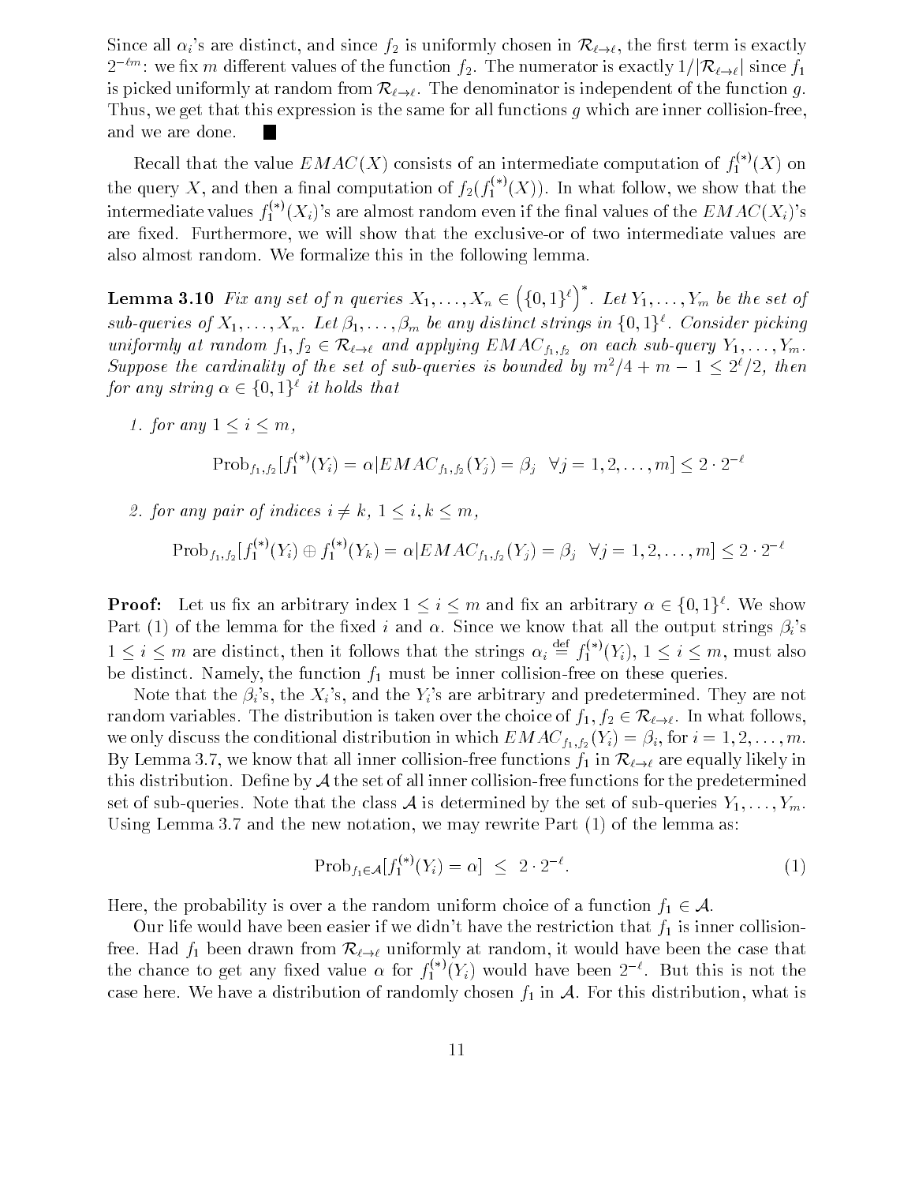Since all $\alpha_i$'s are distinct, and since $f_2$ is uniformly chosen in $\mathcal{R}_{\ell\to\ell}$, the first term is exactly $2^{-\ell m}$: we fix $m$ different values of the function $f_2$. The numerator is exactly $1/|\mathcal{R}_{\ell\to\ell}|$ since $f_1$ is picked uniformly at random from $\mathcal{R}_{\ell\to\ell}$. The denominator is independent of the function $g$. Thus, we get that this expression is the same for all functions $g$ which are inner collision-free, and we are done. ■

Recall that the value $EMAC(X)$ consists of an intermediate computation of $f_1^{(*)}(X)$ on the query $X$, and then a final computation of $f_2(f_1^{(*)}(X))$. In what follow, we show that the intermediate values $f_1^{(*)}(X_i)$'s are almost random even if the final values of the $EMAC(X_i)$'s are fixed. Furthermore, we will show that the exclusive-or of two intermediate values are also almost random. We formalize this in the following lemma.

**Lemma 3.10** *Fix any set of $n$ queries $X_1, \ldots, X_n \in \left(\{0,1\}^\ell\right)^*$. Let $Y_1, \ldots, Y_m$ be the set of sub-queries of $X_1, \ldots, X_n$. Let $\beta_1, \ldots, \beta_m$ be any distinct strings in $\{0,1\}^\ell$. Consider picking uniformly at random $f_1, f_2 \in \mathcal{R}_{\ell\to\ell}$ and applying $EMAC_{f_1,f_2}$ on each sub-query $Y_1, \ldots, Y_m$. Suppose the cardinality of the set of sub-queries is bounded by $m^2/4 + m - 1 \le 2^\ell/2$, then for any string $\alpha \in \{0,1\}^\ell$ it holds that*

1. *for any $1 \le i \le m$,*

$$\text{Prob}_{f_1,f_2}[f_1^{(*)}(Y_i) = \alpha | EMAC_{f_1,f_2}(Y_j) = \beta_j \ \ \forall j = 1, 2, \ldots, m] \le 2 \cdot 2^{-\ell}$$

2. *for any pair of indices $i \neq k$, $1 \le i, k \le m$,*

$$\text{Prob}_{f_1,f_2}[f_1^{(*)}(Y_i) \oplus f_1^{(*)}(Y_k) = \alpha | EMAC_{f_1,f_2}(Y_j) = \beta_j \ \ \forall j = 1, 2, \ldots, m] \le 2 \cdot 2^{-\ell}$$

**Proof:** Let us fix an arbitrary index $1 \le i \le m$ and fix an arbitrary $\alpha \in \{0,1\}^\ell$. We show Part (1) of the lemma for the fixed $i$ and $\alpha$. Since we know that all the output strings $\beta_i$'s $1 \le i \le m$ are distinct, then it follows that the strings $\alpha_i \stackrel{\text{def}}{=} f_1^{(*)}(Y_i)$, $1 \le i \le m$, must also be distinct. Namely, the function $f_1$ must be inner collision-free on these queries.

Note that the $\beta_i$'s, the $X_i$'s, and the $Y_i$'s are arbitrary and predetermined. They are not random variables. The distribution is taken over the choice of $f_1, f_2 \in \mathcal{R}_{\ell\to\ell}$. In what follows, we only discuss the conditional distribution in which $EMAC_{f_1,f_2}(Y_i) = \beta_i$, for $i = 1, 2, \ldots, m$. By Lemma 3.7, we know that all inner collision-free functions $f_1$ in $\mathcal{R}_{\ell\to\ell}$ are equally likely in this distribution. Define by $\mathcal{A}$ the set of all inner collision-free functions for the predetermined set of sub-queries. Note that the class $\mathcal{A}$ is determined by the set of sub-queries $Y_1, \ldots, Y_m$. Using Lemma 3.7 and the new notation, we may rewrite Part (1) of the lemma as:

$$\text{Prob}_{f_1 \in \mathcal{A}}[f_1^{(*)}(Y_i) = \alpha] \ \le \ 2 \cdot 2^{-\ell}. \tag{1}$$

Here, the probability is over a the random uniform choice of a function $f_1 \in \mathcal{A}$.

Our life would have been easier if we didn't have the restriction that $f_1$ is inner collision-free. Had $f_1$ been drawn from $\mathcal{R}_{\ell\to\ell}$ uniformly at random, it would have been the case that the chance to get any fixed value $\alpha$ for $f_1^{(*)}(Y_i)$ would have been $2^{-\ell}$. But this is not the case here. We have a distribution of randomly chosen $f_1$ in $\mathcal{A}$. For this distribution, what is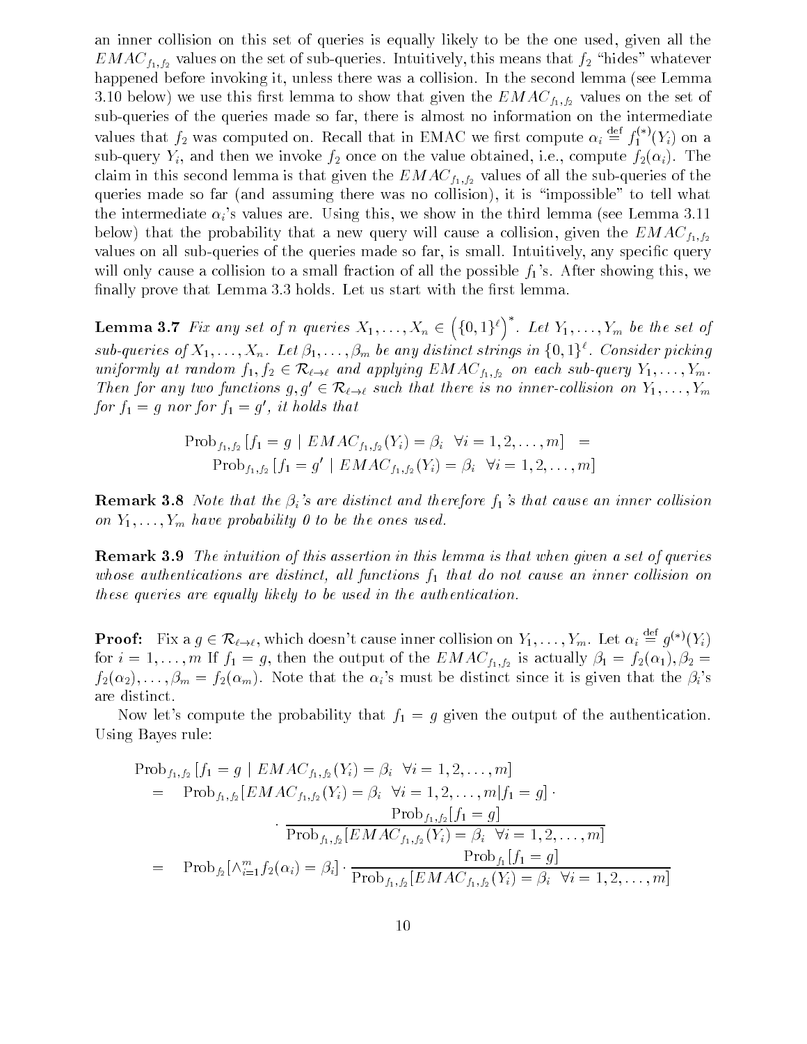an inner collision on this set of queries is equally likely to be the one used, given all the $EMAC_{f_1,f_2}$ values on the set of sub-queries. Intuitively, this means that $f_2$ "hides" whatever happened before invoking it, unless there was a collision. In the second lemma (see Lemma 3.10 below) we use this first lemma to show that given the $EMAC_{f_1,f_2}$ values on the set of sub-queries of the queries made so far, there is almost no information on the intermediate values that $f_2$ was computed on. Recall that in EMAC we first compute $\alpha_i \stackrel{\text{def}}{=} f_1^{(*)}(Y_i)$ on a sub-query $Y_i$, and then we invoke $f_2$ once on the value obtained, i.e., compute $f_2(\alpha_i)$. The claim in this second lemma is that given the $EMAC_{f_1,f_2}$ values of all the sub-queries of the queries made so far (and assuming there was no collision), it is "impossible" to tell what the intermediate $\alpha_i$'s values are. Using this, we show in the third lemma (see Lemma 3.11 below) that the probability that a new query will cause a collision, given the $EMAC_{f_1,f_2}$ values on all sub-queries of the queries made so far, is small. Intuitively, any specific query will only cause a collision to a small fraction of all the possible $f_1$'s. After showing this, we finally prove that Lemma 3.3 holds. Let us start with the first lemma.

**Lemma 3.7** *Fix any set of $n$ queries $X_1, \ldots, X_n \in \left(\{0,1\}^\ell\right)^*$. Let $Y_1, \ldots, Y_m$ be the set of sub-queries of $X_1, \ldots, X_n$. Let $\beta_1, \ldots, \beta_m$ be any distinct strings in $\{0,1\}^\ell$. Consider picking uniformly at random $f_1, f_2 \in \mathcal{R}_{\ell \to \ell}$ and applying $EMAC_{f_1,f_2}$ on each sub-query $Y_1, \ldots, Y_m$. Then for any two functions $g, g' \in \mathcal{R}_{\ell\to\ell}$ such that there is no inner-collision on $Y_1, \ldots, Y_m$ for $f_1 = g$ nor for $f_1 = g'$, it holds that*

$$\begin{aligned}\text{Prob}_{f_1,f_2}\left[f_1 = g \mid EMAC_{f_1,f_2}(Y_i) = \beta_i \;\; \forall i = 1,2,\ldots,m\right] &= \\ \text{Prob}_{f_1,f_2}\left[f_1 = g' \mid EMAC_{f_1,f_2}(Y_i) = \beta_i \;\; \forall i = 1,2,\ldots,m\right]&\end{aligned}$$

**Remark 3.8** *Note that the $\beta_i$'s are distinct and therefore $f_1$'s that cause an inner collision on $Y_1, \ldots, Y_m$ have probability 0 to be the ones used.*

**Remark 3.9** *The intuition of this assertion in this lemma is that when given a set of queries whose authentications are distinct, all functions $f_1$ that do not cause an inner collision on these queries are equally likely to be used in the authentication.*

**Proof:** Fix a $g \in \mathcal{R}_{\ell\to\ell}$, which doesn't cause inner collision on $Y_1, \ldots, Y_m$. Let $\alpha_i \stackrel{\text{def}}{=} g^{(*)}(Y_i)$ for $i = 1, \ldots, m$ If $f_1 = g$, then the output of the $EMAC_{f_1,f_2}$ is actually $\beta_1 = f_2(\alpha_1), \beta_2 = f_2(\alpha_2), \ldots, \beta_m = f_2(\alpha_m)$. Note that the $\alpha_i$'s must be distinct since it is given that the $\beta_i$'s are distinct.

Now let's compute the probability that $f_1 = g$ given the output of the authentication. Using Bayes rule:

$$\begin{aligned}
&\text{Prob}_{f_1,f_2}\left[f_1 = g \mid EMAC_{f_1,f_2}(Y_i) = \beta_i \;\; \forall i = 1,2,\ldots,m\right] \\
&\quad= \text{Prob}_{f_1,f_2}[EMAC_{f_1,f_2}(Y_i) = \beta_i \;\; \forall i = 1,2,\ldots,m | f_1 = g] \cdot \\
&\quad\quad \cdot \frac{\text{Prob}_{f_1,f_2}[f_1 = g]}{\text{Prob}_{f_1,f_2}[EMAC_{f_1,f_2}(Y_i) = \beta_i \;\; \forall i = 1,2,\ldots,m]} \\
&\quad= \text{Prob}_{f_2}[\wedge_{i=1}^m f_2(\alpha_i) = \beta_i] \cdot \frac{\text{Prob}_{f_1}[f_1 = g]}{\text{Prob}_{f_1,f_2}[EMAC_{f_1,f_2}(Y_i) = \beta_i \;\; \forall i = 1,2,\ldots,m]}
\end{aligned}$$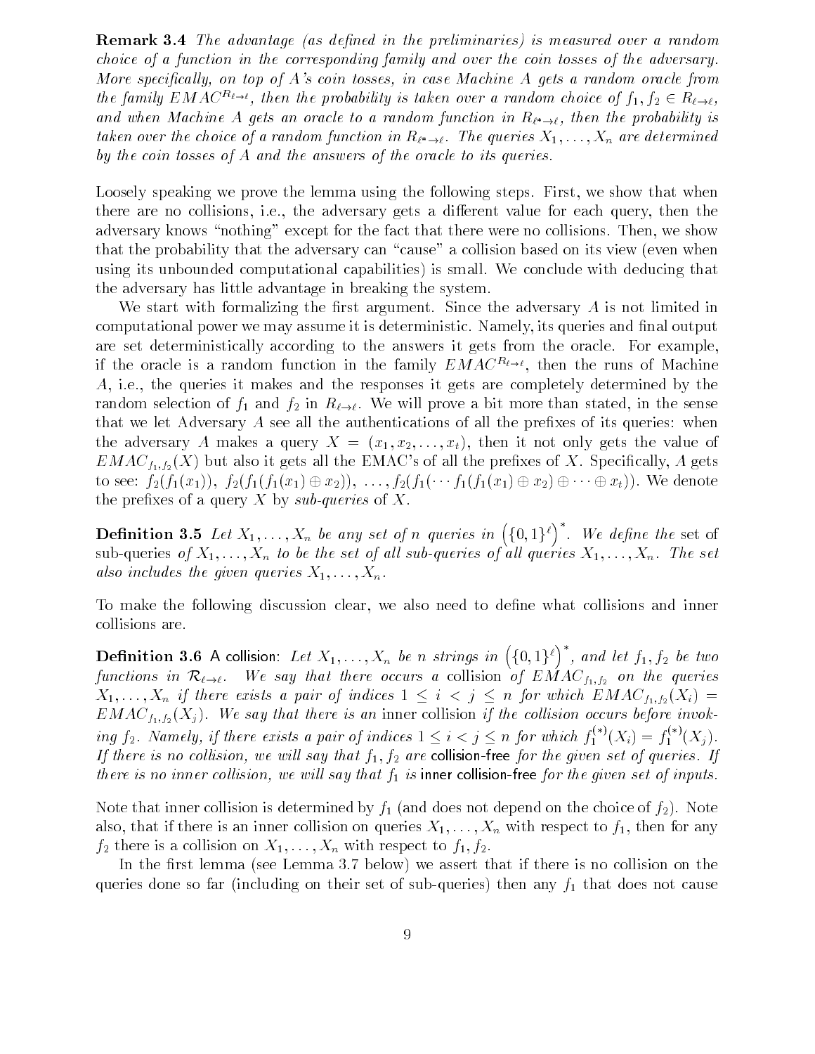**Remark 3.4** *The advantage (as defined in the preliminaries) is measured over a random choice of a function in the corresponding family and over the coin tosses of the adversary. More specifically, on top of A's coin tosses, in case Machine A gets a random oracle from the family $EMAC^{R_{\ell \to \ell}}$, then the probability is taken over a random choice of $f_1, f_2 \in R_{\ell \to \ell}$, and when Machine A gets an oracle to a random function in $R_{\ell^* \to \ell}$, then the probability is taken over the choice of a random function in $R_{\ell^* \to \ell}$. The queries $X_1, \ldots, X_n$ are determined by the coin tosses of A and the answers of the oracle to its queries.*

Loosely speaking we prove the lemma using the following steps. First, we show that when there are no collisions, i.e., the adversary gets a different value for each query, then the adversary knows "nothing" except for the fact that there were no collisions. Then, we show that the probability that the adversary can "cause" a collision based on its view (even when using its unbounded computational capabilities) is small. We conclude with deducing that the adversary has little advantage in breaking the system.

We start with formalizing the first argument. Since the adversary $A$ is not limited in computational power we may assume it is deterministic. Namely, its queries and final output are set deterministically according to the answers it gets from the oracle. For example, if the oracle is a random function in the family $EMAC^{R_{\ell \to \ell}}$, then the runs of Machine $A$, i.e., the queries it makes and the responses it gets are completely determined by the random selection of $f_1$ and $f_2$ in $R_{\ell \to \ell}$. We will prove a bit more than stated, in the sense that we let Adversary $A$ see all the authentications of all the prefixes of its queries: when the adversary $A$ makes a query $X = (x_1, x_2, \ldots, x_t)$, then it not only gets the value of $EMAC_{f_1,f_2}(X)$ but also it gets all the EMAC's of all the prefixes of $X$. Specifically, $A$ gets to see: $f_2(f_1(x_1))$, $f_2(f_1(f_1(x_1) \oplus x_2))$, $\ldots$, $f_2(f_1(\cdots f_1(f_1(x_1) \oplus x_2) \oplus \cdots \oplus x_t))$. We denote the prefixes of a query $X$ by *sub-queries* of $X$.

**Definition 3.5** *Let $X_1, \ldots, X_n$ be any set of $n$ queries in $\left(\{0,1\}^\ell\right)^*$. We define the* set of sub-queries *of $X_1, \ldots, X_n$ to be the set of all sub-queries of all queries $X_1, \ldots, X_n$. The set also includes the given queries $X_1, \ldots, X_n$.*

To make the following discussion clear, we also need to define what collisions and inner collisions are.

**Definition 3.6** A collision: *Let $X_1, \ldots, X_n$ be $n$ strings in $\left(\{0,1\}^\ell\right)^*$, and let $f_1, f_2$ be two functions in $\mathcal{R}_{\ell \to \ell}$. We say that there occurs a* collision *of $EMAC_{f_1,f_2}$ on the queries $X_1, \ldots, X_n$ if there exists a pair of indices $1 \le i < j \le n$ for which $EMAC_{f_1,f_2}(X_i) = EMAC_{f_1,f_2}(X_j)$. We say that there is an* inner collision *if the collision occurs before invoking $f_2$. Namely, if there exists a pair of indices $1 \le i < j \le n$ for which $f_1^{(*)}(X_i) = f_1^{(*)}(X_j)$. If there is no collision, we will say that $f_1, f_2$ are* collision-free *for the given set of queries. If there is no inner collision, we will say that $f_1$ is* inner collision-free *for the given set of inputs.*

Note that inner collision is determined by $f_1$ (and does not depend on the choice of $f_2$). Note also, that if there is an inner collision on queries $X_1, \ldots, X_n$ with respect to $f_1$, then for any $f_2$ there is a collision on $X_1, \ldots, X_n$ with respect to $f_1, f_2$.

In the first lemma (see Lemma 3.7 below) we assert that if there is no collision on the queries done so far (including on their set of sub-queries) then any $f_1$ that does not cause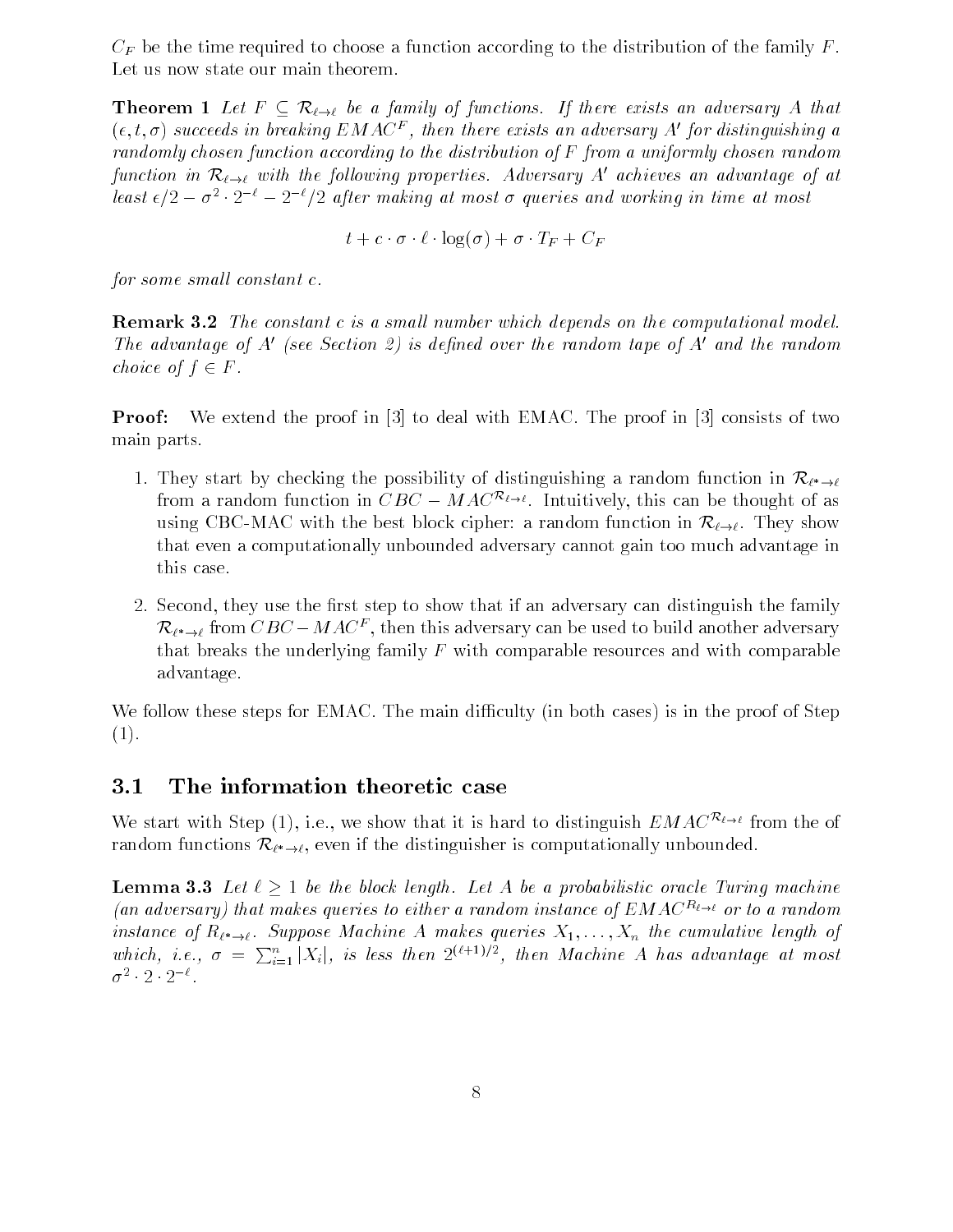$C_F$ be the time required to choose a function according to the distribution of the family $F$. Let us now state our main theorem.

**Theorem 1** *Let $F \subseteq \mathcal{R}_{\ell \to \ell}$ be a family of functions. If there exists an adversary $A$ that $(\epsilon, t, \sigma)$ succeeds in breaking $EMAC^F$, then there exists an adversary $A'$ for distinguishing a randomly chosen function according to the distribution of $F$ from a uniformly chosen random function in $\mathcal{R}_{\ell \to \ell}$ with the following properties. Adversary $A'$ achieves an advantage of at least $\epsilon/2 - \sigma^2 \cdot 2^{-\ell} - 2^{-\ell}/2$ after making at most $\sigma$ queries and working in time at most*

$$t + c \cdot \sigma \cdot \ell \cdot \log(\sigma) + \sigma \cdot T_F + C_F$$

*for some small constant $c$.*

**Remark 3.2** *The constant $c$ is a small number which depends on the computational model. The advantage of $A'$ (see Section 2) is defined over the random tape of $A'$ and the random choice of $f \in F$.*

**Proof:** We extend the proof in [3] to deal with EMAC. The proof in [3] consists of two main parts.

1. They start by checking the possibility of distinguishing a random function in $\mathcal{R}_{\ell * \to \ell}$ from a random function in $CBC - MAC^{\mathcal{R}_{\ell \to \ell}}$. Intuitively, this can be thought of as using CBC-MAC with the best block cipher: a random function in $\mathcal{R}_{\ell \to \ell}$. They show that even a computationally unbounded adversary cannot gain too much advantage in this case.

2. Second, they use the first step to show that if an adversary can distinguish the family $\mathcal{R}_{\ell * \to \ell}$ from $CBC - MAC^F$, then this adversary can be used to build another adversary that breaks the underlying family $F$ with comparable resources and with comparable advantage.

We follow these steps for EMAC. The main difficulty (in both cases) is in the proof of Step (1).

### 3.1 The information theoretic case

We start with Step (1), i.e., we show that it is hard to distinguish $EMAC^{\mathcal{R}_{\ell \to \ell}}$ from the of random functions $\mathcal{R}_{\ell * \to \ell}$, even if the distinguisher is computationally unbounded.

**Lemma 3.3** *Let $\ell \geq 1$ be the block length. Let $A$ be a probabilistic oracle Turing machine (an adversary) that makes queries to either a random instance of $EMAC^{R_{\ell \to \ell}}$ or to a random instance of $R_{\ell * \to \ell}$. Suppose Machine $A$ makes queries $X_1, \ldots, X_n$ the cumulative length of which, i.e., $\sigma = \sum_{i=1}^{n} |X_i|$, is less then $2^{(\ell+1)/2}$, then Machine $A$ has advantage at most $\sigma^2 \cdot 2 \cdot 2^{-\ell}$.*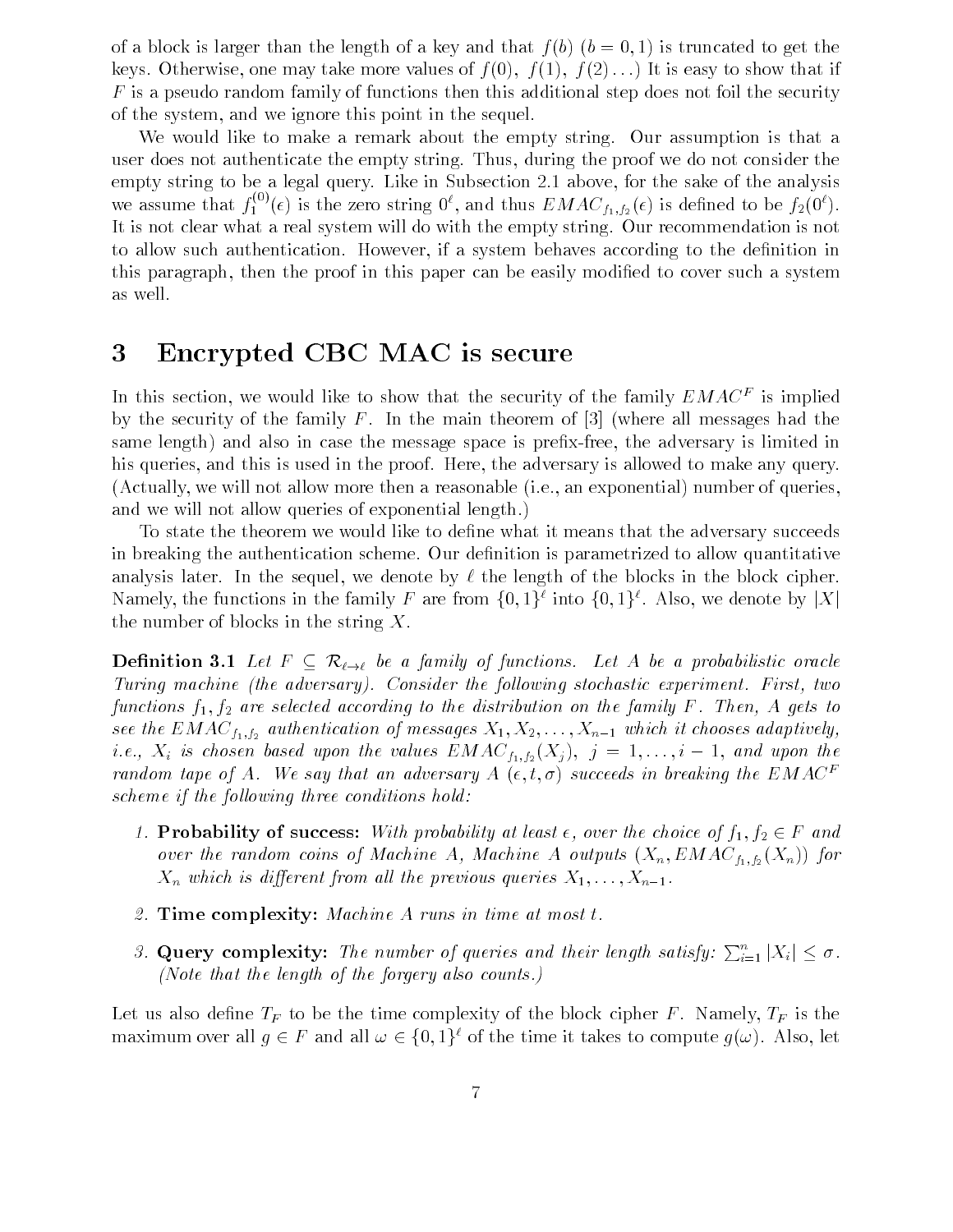of a block is larger than the length of a key and that $f(b)$ ($b = 0, 1$) is truncated to get the keys. Otherwise, one may take more values of $f(0)$, $f(1)$, $f(2) \ldots$) It is easy to show that if $F$ is a pseudo random family of functions then this additional step does not foil the security of the system, and we ignore this point in the sequel.

We would like to make a remark about the empty string. Our assumption is that a user does not authenticate the empty string. Thus, during the proof we do not consider the empty string to be a legal query. Like in Subsection 2.1 above, for the sake of the analysis we assume that $f_1^{(0)}(\epsilon)$ is the zero string $0^\ell$, and thus $EMAC_{f_1,f_2}(\epsilon)$ is defined to be $f_2(0^\ell)$. It is not clear what a real system will do with the empty string. Our recommendation is not to allow such authentication. However, if a system behaves according to the definition in this paragraph, then the proof in this paper can be easily modified to cover such a system as well.

# 3 Encrypted CBC MAC is secure

In this section, we would like to show that the security of the family $EMAC^F$ is implied by the security of the family $F$. In the main theorem of [3] (where all messages had the same length) and also in case the message space is prefix-free, the adversary is limited in his queries, and this is used in the proof. Here, the adversary is allowed to make any query. (Actually, we will not allow more then a reasonable (i.e., an exponential) number of queries, and we will not allow queries of exponential length.)

To state the theorem we would like to define what it means that the adversary succeeds in breaking the authentication scheme. Our definition is parametrized to allow quantitative analysis later. In the sequel, we denote by $\ell$ the length of the blocks in the block cipher. Namely, the functions in the family $F$ are from $\{0,1\}^\ell$ into $\{0,1\}^\ell$. Also, we denote by $|X|$ the number of blocks in the string $X$.

**Definition 3.1** *Let $F \subseteq \mathcal{R}_{\ell \to \ell}$ be a family of functions. Let $A$ be a probabilistic oracle Turing machine (the adversary). Consider the following stochastic experiment. First, two functions $f_1, f_2$ are selected according to the distribution on the family $F$. Then, $A$ gets to see the $EMAC_{f_1,f_2}$ authentication of messages $X_1, X_2, \ldots, X_{n-1}$ which it chooses adaptively, i.e., $X_i$ is chosen based upon the values $EMAC_{f_1,f_2}(X_j)$, $j = 1, \ldots, i-1$, and upon the random tape of $A$. We say that an adversary $A$ $(\epsilon, t, \sigma)$ succeeds in breaking the $EMAC^F$ scheme if the following three conditions hold:*

1. **Probability of success:** *With probability at least $\epsilon$, over the choice of $f_1, f_2 \in F$ and over the random coins of Machine $A$, Machine $A$ outputs $(X_n, EMAC_{f_1,f_2}(X_n))$ for $X_n$ which is different from all the previous queries $X_1, \ldots, X_{n-1}$.*
2. **Time complexity:** *Machine $A$ runs in time at most $t$.*
3. **Query complexity:** *The number of queries and their length satisfy: $\sum_{i=1}^{n} |X_i| \leq \sigma$. (Note that the length of the forgery also counts.)*

Let us also define $T_F$ to be the time complexity of the block cipher $F$. Namely, $T_F$ is the maximum over all $g \in F$ and all $\omega \in \{0,1\}^\ell$ of the time it takes to compute $g(\omega)$. Also, let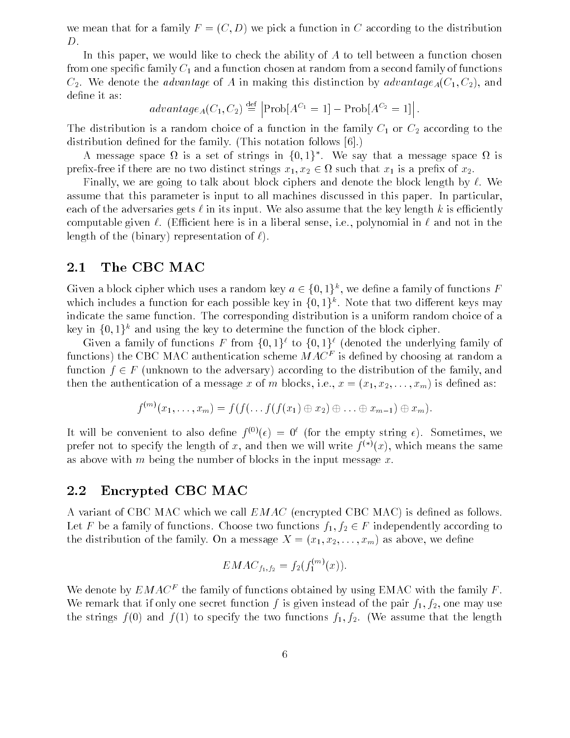we mean that for a family $F = (C, D)$ we pick a function in $C$ according to the distribution $D$.

In this paper, we would like to check the ability of $A$ to tell between a function chosen from one specific family $C_1$ and a function chosen at random from a second family of functions $C_2$. We denote the *advantage* of $A$ in making this distinction by $advantage_A(C_1, C_2)$, and define it as:

$$advantage_A(C_1, C_2) \stackrel{\text{def}}{=} \left|\text{Prob}[A^{C_1} = 1] - \text{Prob}[A^{C_2} = 1]\right|.$$

The distribution is a random choice of a function in the family $C_1$ or $C_2$ according to the distribution defined for the family. (This notation follows [6].)

A message space $\Omega$ is a set of strings in $\{0,1\}^*$. We say that a message space $\Omega$ is prefix-free if there are no two distinct strings $x_1, x_2 \in \Omega$ such that $x_1$ is a prefix of $x_2$.

Finally, we are going to talk about block ciphers and denote the block length by $\ell$. We assume that this parameter is input to all machines discussed in this paper. In particular, each of the adversaries gets $\ell$ in its input. We also assume that the key length $k$ is efficiently computable given $\ell$. (Efficient here is in a liberal sense, i.e., polynomial in $\ell$ and not in the length of the (binary) representation of $\ell$).

## 2.1 The CBC MAC

Given a block cipher which uses a random key $a \in \{0,1\}^k$, we define a family of functions $F$ which includes a function for each possible key in $\{0,1\}^k$. Note that two different keys may indicate the same function. The corresponding distribution is a uniform random choice of a key in $\{0,1\}^k$ and using the key to determine the function of the block cipher.

Given a family of functions $F$ from $\{0,1\}^\ell$ to $\{0,1\}^\ell$ (denoted the underlying family of functions) the CBC MAC authentication scheme $MAC^F$ is defined by choosing at random a function $f \in F$ (unknown to the adversary) according to the distribution of the family, and then the authentication of a message $x$ of $m$ blocks, i.e., $x = (x_1, x_2, \ldots, x_m)$ is defined as:

$$f^{(m)}(x_1, \ldots, x_m) = f(f(\ldots f(f(x_1) \oplus x_2) \oplus \ldots \oplus x_{m-1}) \oplus x_m).$$

It will be convenient to also define $f^{(0)}(\epsilon) = 0^\ell$ (for the empty string $\epsilon$). Sometimes, we prefer not to specify the length of $x$, and then we will write $f^{(*)}(x)$, which means the same as above with $m$ being the number of blocks in the input message $x$.

## 2.2 Encrypted CBC MAC

A variant of CBC MAC which we call $EMAC$ (encrypted CBC MAC) is defined as follows. Let $F$ be a family of functions. Choose two functions $f_1, f_2 \in F$ independently according to the distribution of the family. On a message $X = (x_1, x_2, \ldots, x_m)$ as above, we define

$$EMAC_{f_1,f_2} = f_2(f_1^{(m)}(x)).$$

We denote by $EMAC^F$ the family of functions obtained by using EMAC with the family $F$. We remark that if only one secret function $f$ is given instead of the pair $f_1, f_2$, one may use the strings $f(0)$ and $f(1)$ to specify the two functions $f_1, f_2$. (We assume that the length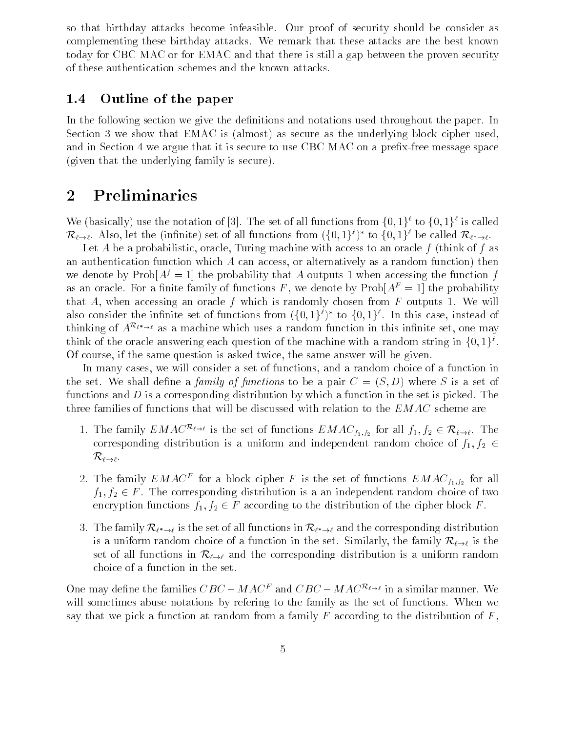so that birthday attacks become infeasible. Our proof of security should be consider as complementing these birthday attacks. We remark that these attacks are the best known today for CBC MAC or for EMAC and that there is still a gap between the proven security of these authentication schemes and the known attacks.

### 1.4 Outline of the paper

In the following section we give the definitions and notations used throughout the paper. In Section 3 we show that EMAC is (almost) as secure as the underlying block cipher used, and in Section 4 we argue that it is secure to use CBC MAC on a prefix-free message space (given that the underlying family is secure).

## 2 Preliminaries

We (basically) use the notation of [3]. The set of all functions from $\{0,1\}^\ell$ to $\{0,1\}^\ell$ is called $\mathcal{R}_{\ell\to\ell}$. Also, let the (infinite) set of all functions from $(\{0,1\}^\ell)^*$ to $\{0,1\}^\ell$ be called $\mathcal{R}_{\ell*\to\ell}$.

Let $A$ be a probabilistic, oracle, Turing machine with access to an oracle $f$ (think of $f$ as an authentication function which $A$ can access, or alternatively as a random function) then we denote by $\mathrm{Prob}[A^f = 1]$ the probability that $A$ outputs 1 when accessing the function $f$ as an oracle. For a finite family of functions $F$, we denote by $\mathrm{Prob}[A^F = 1]$ the probability that $A$, when accessing an oracle $f$ which is randomly chosen from $F$ outputs 1. We will also consider the infinite set of functions from $(\{0,1\}^\ell)^*$ to $\{0,1\}^\ell$. In this case, instead of thinking of $A^{\mathcal{R}_{\ell*\to\ell}}$ as a machine which uses a random function in this infinite set, one may think of the oracle answering each question of the machine with a random string in $\{0,1\}^\ell$. Of course, if the same question is asked twice, the same answer will be given.

In many cases, we will consider a set of functions, and a random choice of a function in the set. We shall define a *family of functions* to be a pair $C = (S, D)$ where $S$ is a set of functions and $D$ is a corresponding distribution by which a function in the set is picked. The three families of functions that will be discussed with relation to the $EMAC$ scheme are

1. The family $EMAC^{\mathcal{R}_{\ell\to\ell}}$ is the set of functions $EMAC_{f_1,f_2}$ for all $f_1, f_2 \in \mathcal{R}_{\ell\to\ell}$. The corresponding distribution is a uniform and independent random choice of $f_1, f_2 \in \mathcal{R}_{\ell\to\ell}$.

2. The family $EMAC^F$ for a block cipher $F$ is the set of functions $EMAC_{f_1,f_2}$ for all $f_1, f_2 \in F$. The corresponding distribution is a an independent random choice of two encryption functions $f_1, f_2 \in F$ according to the distribution of the cipher block $F$.

3. The family $\mathcal{R}_{\ell*\to\ell}$ is the set of all functions in $\mathcal{R}_{\ell*\to\ell}$ and the corresponding distribution is a uniform random choice of a function in the set. Similarly, the family $\mathcal{R}_{\ell\to\ell}$ is the set of all functions in $\mathcal{R}_{\ell\to\ell}$ and the corresponding distribution is a uniform random choice of a function in the set.

One may define the families $CBC-MAC^F$ and $CBC-MAC^{\mathcal{R}_{\ell\to\ell}}$ in a similar manner. We will sometimes abuse notations by refering to the family as the set of functions. When we say that we pick a function at random from a family $F$ according to the distribution of $F$,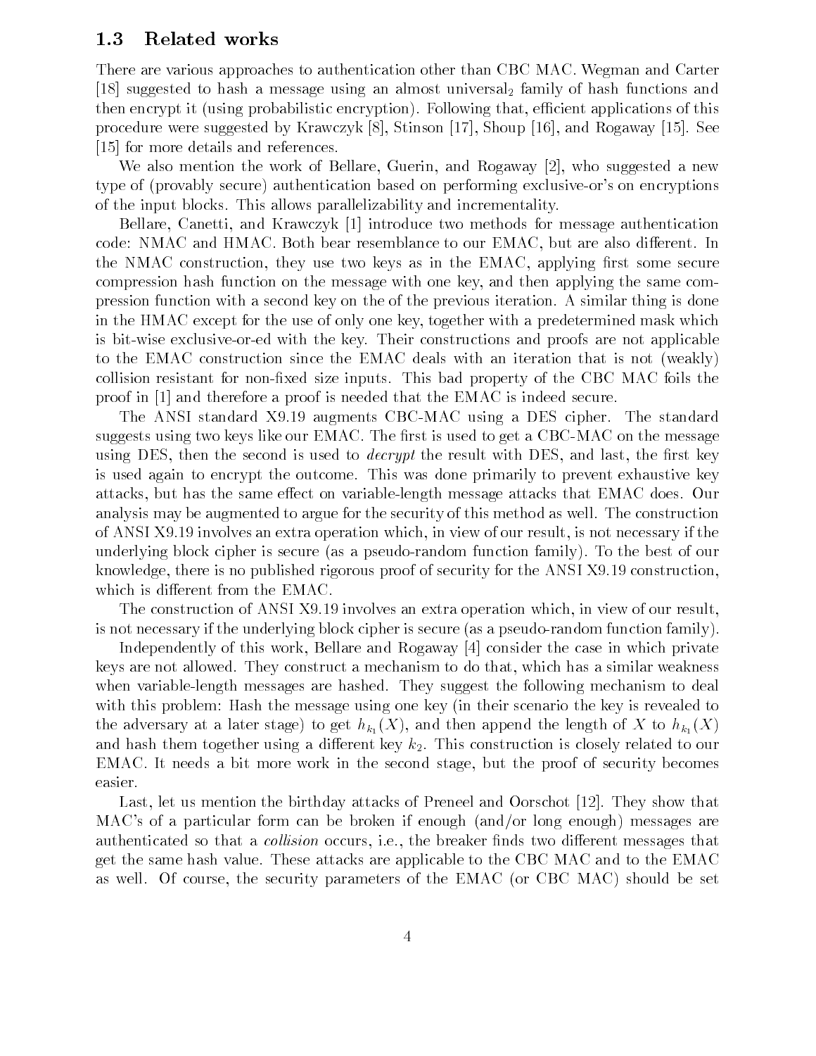### 1.3 Related works

There are various approaches to authentication other than CBC MAC. Wegman and Carter [18] suggested to hash a message using an almost universal$_2$ family of hash functions and then encrypt it (using probabilistic encryption). Following that, efficient applications of this procedure were suggested by Krawczyk [8], Stinson [17], Shoup [16], and Rogaway [15]. See [15] for more details and references.

We also mention the work of Bellare, Guerin, and Rogaway [2], who suggested a new type of (provably secure) authentication based on performing exclusive-or's on encryptions of the input blocks. This allows parallelizability and incrementality.

Bellare, Canetti, and Krawczyk [1] introduce two methods for message authentication code: NMAC and HMAC. Both bear resemblance to our EMAC, but are also different. In the NMAC construction, they use two keys as in the EMAC, applying first some secure compression hash function on the message with one key, and then applying the same compression function with a second key on the of the previous iteration. A similar thing is done in the HMAC except for the use of only one key, together with a predetermined mask which is bit-wise exclusive-or-ed with the key. Their constructions and proofs are not applicable to the EMAC construction since the EMAC deals with an iteration that is not (weakly) collision resistant for non-fixed size inputs. This bad property of the CBC MAC foils the proof in [1] and therefore a proof is needed that the EMAC is indeed secure.

The ANSI standard X9.19 augments CBC-MAC using a DES cipher. The standard suggests using two keys like our EMAC. The first is used to get a CBC-MAC on the message using DES, then the second is used to *decrypt* the result with DES, and last, the first key is used again to encrypt the outcome. This was done primarily to prevent exhaustive key attacks, but has the same effect on variable-length message attacks that EMAC does. Our analysis may be augmented to argue for the security of this method as well. The construction of ANSI X9.19 involves an extra operation which, in view of our result, is not necessary if the underlying block cipher is secure (as a pseudo-random function family). To the best of our knowledge, there is no published rigorous proof of security for the ANSI X9.19 construction, which is different from the EMAC.

The construction of ANSI X9.19 involves an extra operation which, in view of our result, is not necessary if the underlying block cipher is secure (as a pseudo-random function family).

Independently of this work, Bellare and Rogaway [4] consider the case in which private keys are not allowed. They construct a mechanism to do that, which has a similar weakness when variable-length messages are hashed. They suggest the following mechanism to deal with this problem: Hash the message using one key (in their scenario the key is revealed to the adversary at a later stage) to get $h_{k_1}(X)$, and then append the length of $X$ to $h_{k_1}(X)$ and hash them together using a different key $k_2$. This construction is closely related to our EMAC. It needs a bit more work in the second stage, but the proof of security becomes easier.

Last, let us mention the birthday attacks of Preneel and Oorschot [12]. They show that MAC's of a particular form can be broken if enough (and/or long enough) messages are authenticated so that a *collision* occurs, i.e., the breaker finds two different messages that get the same hash value. These attacks are applicable to the CBC MAC and to the EMAC as well. Of course, the security parameters of the EMAC (or CBC MAC) should be set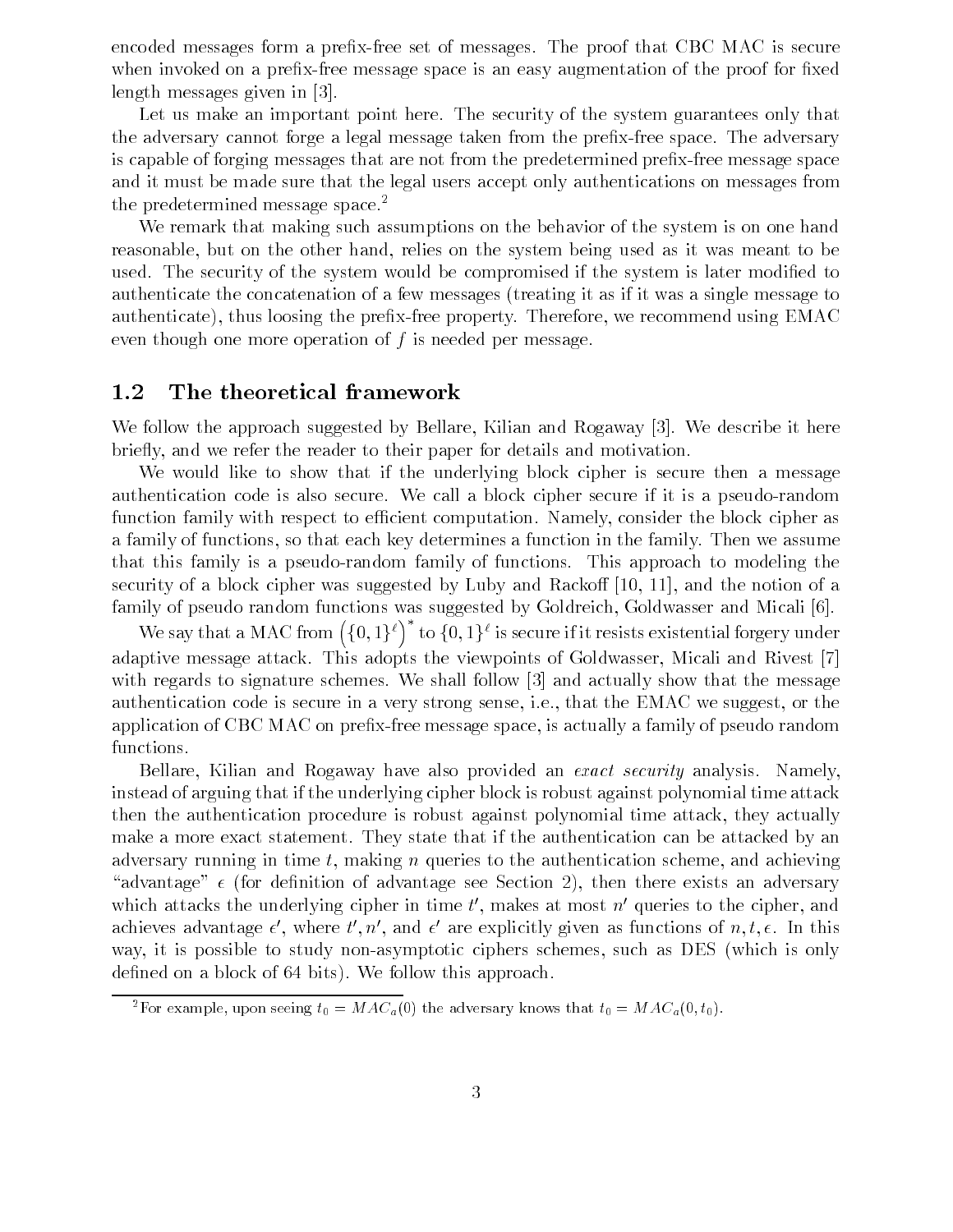encoded messages form a prefix-free set of messages. The proof that CBC MAC is secure when invoked on a prefix-free message space is an easy augmentation of the proof for fixed length messages given in [3].

Let us make an important point here. The security of the system guarantees only that the adversary cannot forge a legal message taken from the prefix-free space. The adversary is capable of forging messages that are not from the predetermined prefix-free message space and it must be made sure that the legal users accept only authentications on messages from the predetermined message space.[2]

We remark that making such assumptions on the behavior of the system is on one hand reasonable, but on the other hand, relies on the system being used as it was meant to be used. The security of the system would be compromised if the system is later modified to authenticate the concatenation of a few messages (treating it as if it was a single message to authenticate), thus loosing the prefix-free property. Therefore, we recommend using EMAC even though one more operation of $f$ is needed per message.

## 1.2 The theoretical framework

We follow the approach suggested by Bellare, Kilian and Rogaway [3]. We describe it here briefly, and we refer the reader to their paper for details and motivation.

We would like to show that if the underlying block cipher is secure then a message authentication code is also secure. We call a block cipher secure if it is a pseudo-random function family with respect to efficient computation. Namely, consider the block cipher as a family of functions, so that each key determines a function in the family. Then we assume that this family is a pseudo-random family of functions. This approach to modeling the security of a block cipher was suggested by Luby and Rackoff [10, 11], and the notion of a family of pseudo random functions was suggested by Goldreich, Goldwasser and Micali [6].

We say that a MAC from $\left(\{0,1\}^\ell\right)^*$ to $\{0,1\}^\ell$ is secure if it resists existential forgery under adaptive message attack. This adopts the viewpoints of Goldwasser, Micali and Rivest [7] with regards to signature schemes. We shall follow [3] and actually show that the message authentication code is secure in a very strong sense, i.e., that the EMAC we suggest, or the application of CBC MAC on prefix-free message space, is actually a family of pseudo random functions.

Bellare, Kilian and Rogaway have also provided an *exact security* analysis. Namely, instead of arguing that if the underlying cipher block is robust against polynomial time attack then the authentication procedure is robust against polynomial time attack, they actually make a more exact statement. They state that if the authentication can be attacked by an adversary running in time $t$, making $n$ queries to the authentication scheme, and achieving "advantage" $\epsilon$ (for definition of advantage see Section 2), then there exists an adversary which attacks the underlying cipher in time $t'$, makes at most $n'$ queries to the cipher, and achieves advantage $\epsilon'$, where $t', n'$, and $\epsilon'$ are explicitly given as functions of $n, t, \epsilon$. In this way, it is possible to study non-asymptotic ciphers schemes, such as DES (which is only defined on a block of 64 bits). We follow this approach.

[2] For example, upon seeing $t_0 = MAC_a(0)$ the adversary knows that $t_0 = MAC_a(0, t_0)$.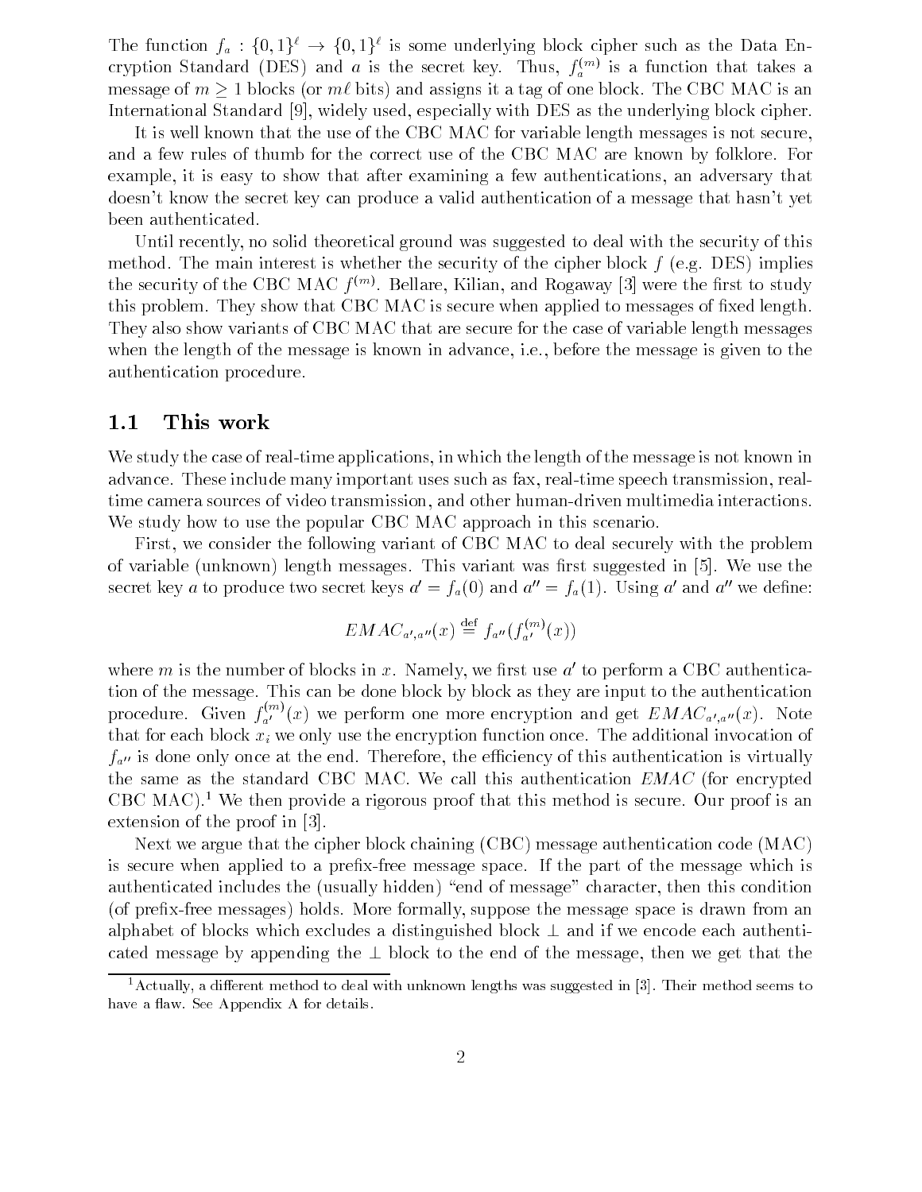The function $f_a : \{0,1\}^\ell \to \{0,1\}^\ell$ is some underlying block cipher such as the Data Encryption Standard (DES) and $a$ is the secret key. Thus, $f_a^{(m)}$ is a function that takes a message of $m \geq 1$ blocks (or $m\ell$ bits) and assigns it a tag of one block. The CBC MAC is an International Standard [9], widely used, especially with DES as the underlying block cipher.

It is well known that the use of the CBC MAC for variable length messages is not secure, and a few rules of thumb for the correct use of the CBC MAC are known by folklore. For example, it is easy to show that after examining a few authentications, an adversary that doesn't know the secret key can produce a valid authentication of a message that hasn't yet been authenticated.

Until recently, no solid theoretical ground was suggested to deal with the security of this method. The main interest is whether the security of the cipher block $f$ (e.g. DES) implies the security of the CBC MAC $f^{(m)}$. Bellare, Kilian, and Rogaway [3] were the first to study this problem. They show that CBC MAC is secure when applied to messages of fixed length. They also show variants of CBC MAC that are secure for the case of variable length messages when the length of the message is known in advance, i.e., before the message is given to the authentication procedure.

## 1.1 This work

We study the case of real-time applications, in which the length of the message is not known in advance. These include many important uses such as fax, real-time speech transmission, real-time camera sources of video transmission, and other human-driven multimedia interactions. We study how to use the popular CBC MAC approach in this scenario.

First, we consider the following variant of CBC MAC to deal securely with the problem of variable (unknown) length messages. This variant was first suggested in [5]. We use the secret key $a$ to produce two secret keys $a' = f_a(0)$ and $a'' = f_a(1)$. Using $a'$ and $a''$ we define:

$$EMAC_{a',a''}(x) \stackrel{\text{def}}{=} f_{a''}(f_{a'}^{(m)}(x))$$

where $m$ is the number of blocks in $x$. Namely, we first use $a'$ to perform a CBC authentication of the message. This can be done block by block as they are input to the authentication procedure. Given $f_{a'}^{(m)}(x)$ we perform one more encryption and get $EMAC_{a',a''}(x)$. Note that for each block $x_i$ we only use the encryption function once. The additional invocation of $f_{a''}$ is done only once at the end. Therefore, the efficiency of this authentication is virtually the same as the standard CBC MAC. We call this authentication *EMAC* (for encrypted CBC MAC).[1] We then provide a rigorous proof that this method is secure. Our proof is an extension of the proof in [3].

Next we argue that the cipher block chaining (CBC) message authentication code (MAC) is secure when applied to a prefix-free message space. If the part of the message which is authenticated includes the (usually hidden) "end of message" character, then this condition (of prefix-free messages) holds. More formally, suppose the message space is drawn from an alphabet of blocks which excludes a distinguished block $\perp$ and if we encode each authenticated message by appending the $\perp$ block to the end of the message, then we get that the

[1] Actually, a different method to deal with unknown lengths was suggested in [3]. Their method seems to have a flaw. See Appendix A for details.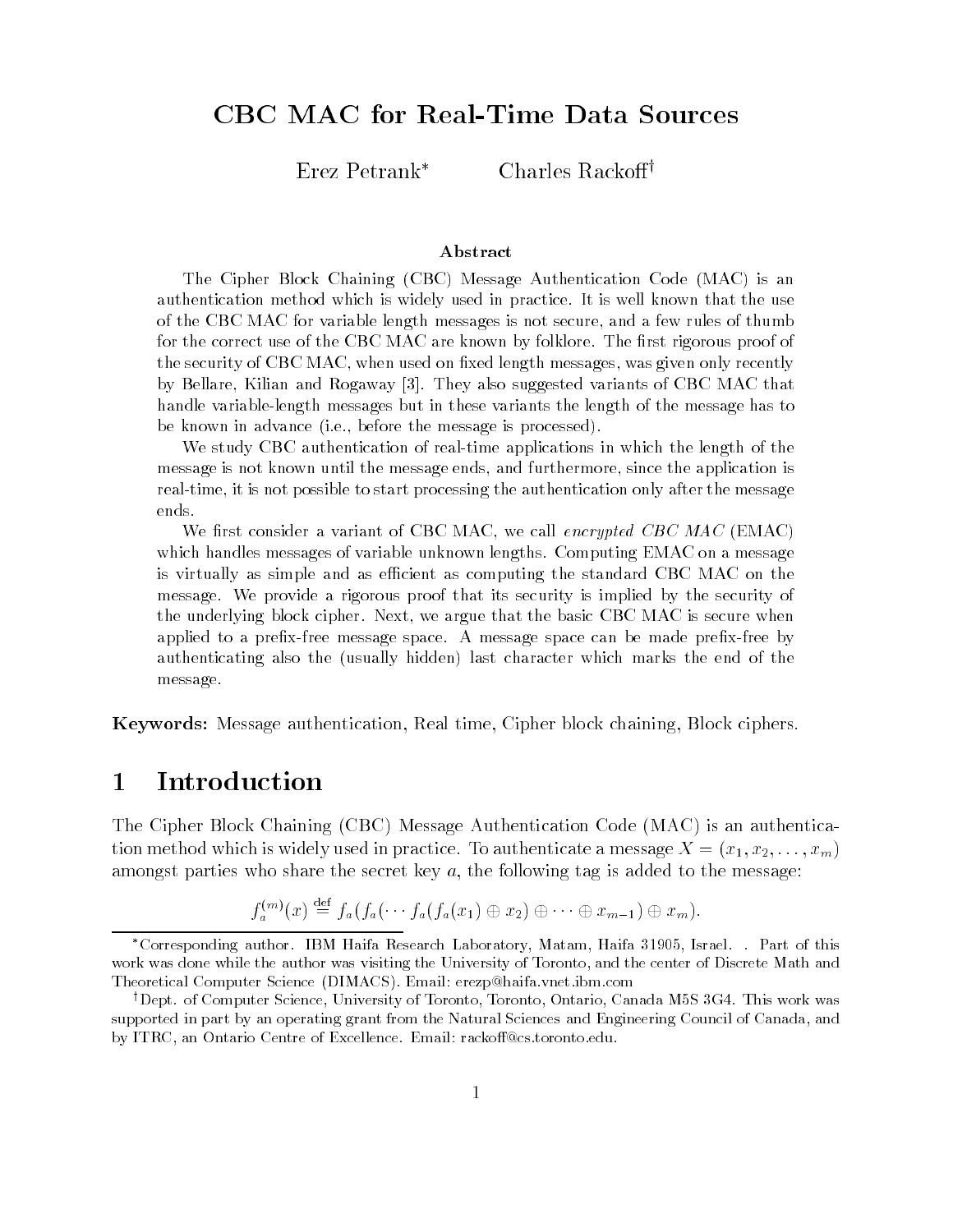# CBC MAC for Real-Time Data Sources

Erez Petrank* Charles Rackoff†

### Abstract

The Cipher Block Chaining (CBC) Message Authentication Code (MAC) is an authentication method which is widely used in practice. It is well known that the use of the CBC MAC for variable length messages is not secure, and a few rules of thumb for the correct use of the CBC MAC are known by folklore. The first rigorous proof of the security of CBC MAC, when used on fixed length messages, was given only recently by Bellare, Kilian and Rogaway [3]. They also suggested variants of CBC MAC that handle variable-length messages but in these variants the length of the message has to be known in advance (i.e., before the message is processed).

We study CBC authentication of real-time applications in which the length of the message is not known until the message ends, and furthermore, since the application is real-time, it is not possible to start processing the authentication only after the message ends.

We first consider a variant of CBC MAC, we call *encrypted CBC MAC* (EMAC) which handles messages of variable unknown lengths. Computing EMAC on a message is virtually as simple and as efficient as computing the standard CBC MAC on the message. We provide a rigorous proof that its security is implied by the security of the underlying block cipher. Next, we argue that the basic CBC MAC is secure when applied to a prefix-free message space. A message space can be made prefix-free by authenticating also the (usually hidden) last character which marks the end of the message.

**Keywords:** Message authentication, Real time, Cipher block chaining, Block ciphers.

# 1 Introduction

The Cipher Block Chaining (CBC) Message Authentication Code (MAC) is an authentication method which is widely used in practice. To authenticate a message $X = (x_1, x_2, \ldots, x_m)$ amongst parties who share the secret key $a$, the following tag is added to the message:

$$f_a^{(m)}(x) \stackrel{\text{def}}{=} f_a(f_a(\cdots f_a(f_a(x_1) \oplus x_2) \oplus \cdots \oplus x_{m-1}) \oplus x_m).$$

*Corresponding author. IBM Haifa Research Laboratory, Matam, Haifa 31905, Israel. . Part of this work was done while the author was visiting the University of Toronto, and the center of Discrete Math and Theoretical Computer Science (DIMACS). Email: erezp@haifa.vnet.ibm.com

†Dept. of Computer Science, University of Toronto, Toronto, Ontario, Canada M5S 3G4. This work was supported in part by an operating grant from the Natural Sciences and Engineering Council of Canada, and by ITRC, an Ontario Centre of Excellence. Email: rackoff@cs.toronto.edu.